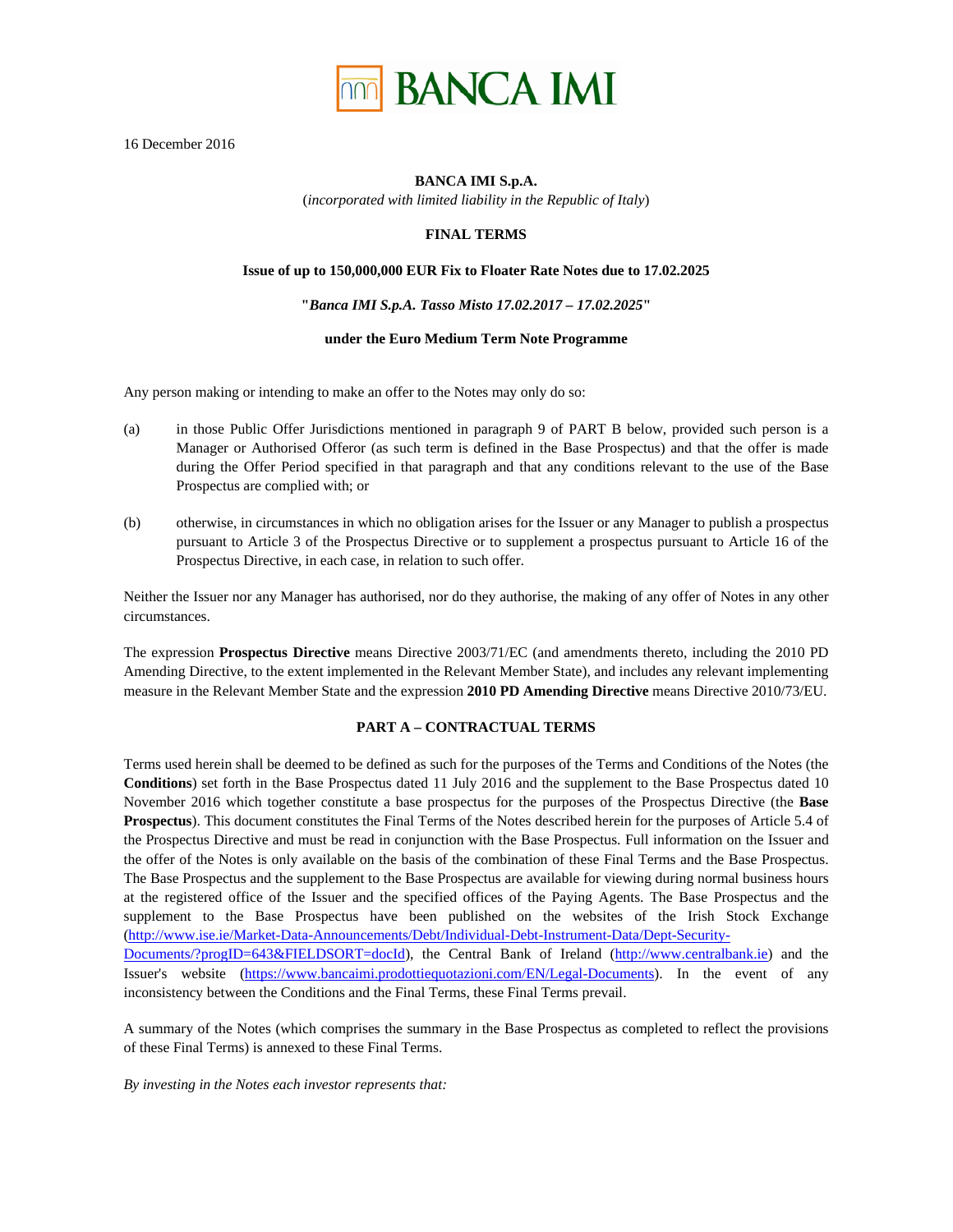BANCA IMI

16 December 2016

**BANCA IMI S.p.A.**

(*incorporated with limited liability in the Republic of Italy*)

**FINAL TERMS**

**Issue of up to 150,000,000 EUR Fix to Floater Rate Notes due to 17.02.2025**

**"*Banca IMI S.p.A. Tasso Misto 17.02.2017 – 17.02.2025*"**

**under the Euro Medium Term Note Programme**

Any person making or intending to make an offer to the Notes may only do so:

(a) in those Public Offer Jurisdictions mentioned in paragraph 9 of PART B below, provided such person is a Manager or Authorised Offeror (as such term is defined in the Base Prospectus) and that the offer is made during the Offer Period specified in that paragraph and that any conditions relevant to the use of the Base Prospectus are complied with; or

(b) otherwise, in circumstances in which no obligation arises for the Issuer or any Manager to publish a prospectus pursuant to Article 3 of the Prospectus Directive or to supplement a prospectus pursuant to Article 16 of the Prospectus Directive, in each case, in relation to such offer.

Neither the Issuer nor any Manager has authorised, nor do they authorise, the making of any offer of Notes in any other circumstances.

The expression **Prospectus Directive** means Directive 2003/71/EC (and amendments thereto, including the 2010 PD Amending Directive, to the extent implemented in the Relevant Member State), and includes any relevant implementing measure in the Relevant Member State and the expression **2010 PD Amending Directive** means Directive 2010/73/EU.

## PART A – CONTRACTUAL TERMS

Terms used herein shall be deemed to be defined as such for the purposes of the Terms and Conditions of the Notes (the **Conditions**) set forth in the Base Prospectus dated 11 July 2016 and the supplement to the Base Prospectus dated 10 November 2016 which together constitute a base prospectus for the purposes of the Prospectus Directive (the **Base Prospectus**). This document constitutes the Final Terms of the Notes described herein for the purposes of Article 5.4 of the Prospectus Directive and must be read in conjunction with the Base Prospectus. Full information on the Issuer and the offer of the Notes is only available on the basis of the combination of these Final Terms and the Base Prospectus. The Base Prospectus and the supplement to the Base Prospectus are available for viewing during normal business hours at the registered office of the Issuer and the specified offices of the Paying Agents. The Base Prospectus and the supplement to the Base Prospectus have been published on the websites of the Irish Stock Exchange (http://www.ise.ie/Market-Data-Announcements/Debt/Individual-Debt-Instrument-Data/Dept-Security-Documents/?progID=643&FIELDSORT=docId), the Central Bank of Ireland (http://www.centralbank.ie) and the Issuer's website (https://www.bancaimi.prodottiequotazioni.com/EN/Legal-Documents). In the event of any inconsistency between the Conditions and the Final Terms, these Final Terms prevail.

A summary of the Notes (which comprises the summary in the Base Prospectus as completed to reflect the provisions of these Final Terms) is annexed to these Final Terms.

*By investing in the Notes each investor represents that:*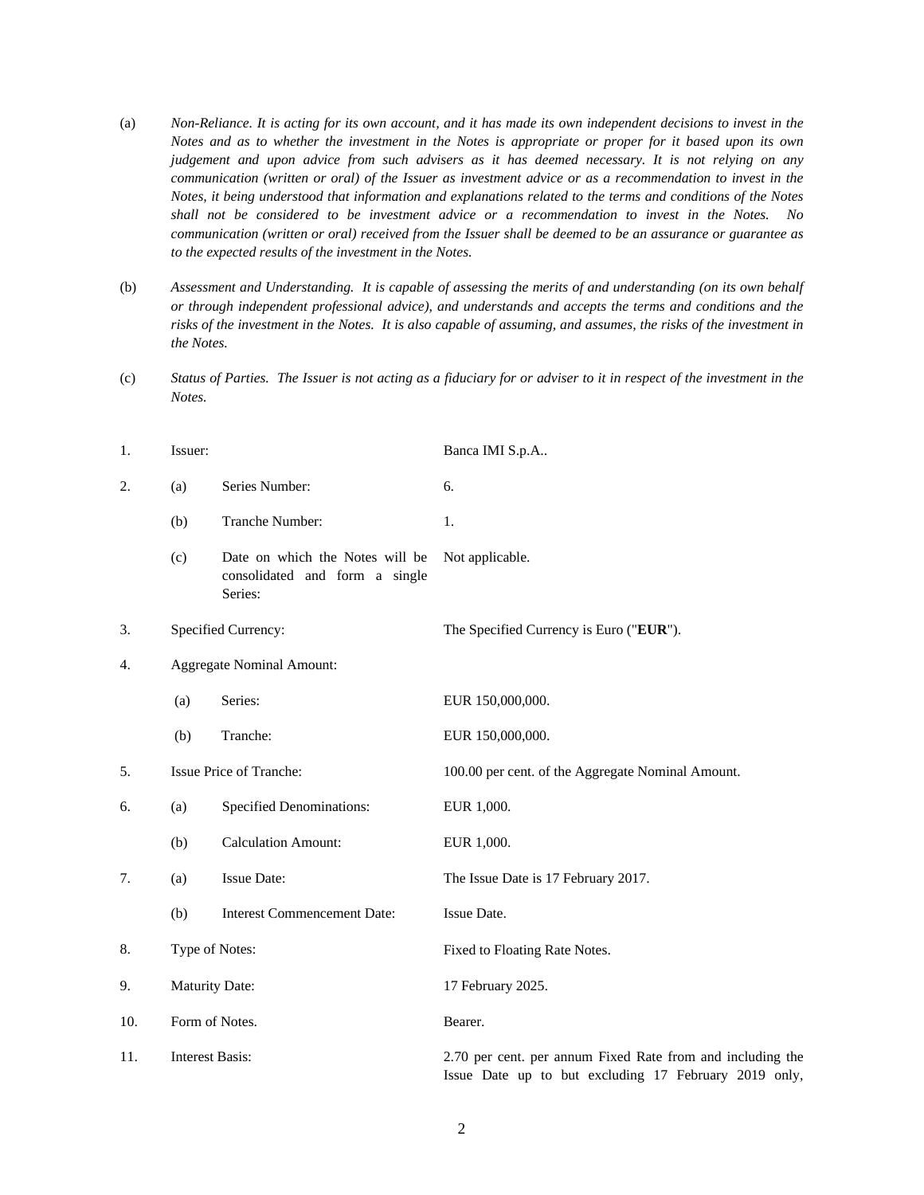(a) *Non-Reliance. It is acting for its own account, and it has made its own independent decisions to invest in the Notes and as to whether the investment in the Notes is appropriate or proper for it based upon its own judgement and upon advice from such advisers as it has deemed necessary. It is not relying on any communication (written or oral) of the Issuer as investment advice or as a recommendation to invest in the Notes, it being understood that information and explanations related to the terms and conditions of the Notes shall not be considered to be investment advice or a recommendation to invest in the Notes. No communication (written or oral) received from the Issuer shall be deemed to be an assurance or guarantee as to the expected results of the investment in the Notes.*

(b) *Assessment and Understanding. It is capable of assessing the merits of and understanding (on its own behalf or through independent professional advice), and understands and accepts the terms and conditions and the risks of the investment in the Notes. It is also capable of assuming, and assumes, the risks of the investment in the Notes.*

(c) *Status of Parties. The Issuer is not acting as a fiduciary for or adviser to it in respect of the investment in the Notes.*

| | | | |
|---|---|---|---|
| 1. | Issuer: | | Banca IMI S.p.A.. |
| 2. | (a) | Series Number: | 6. |
| | (b) | Tranche Number: | 1. |
| | (c) | Date on which the Notes will be consolidated and form a single Series: | Not applicable. |
| 3. | Specified Currency: | | The Specified Currency is Euro ("**EUR**"). |
| 4. | Aggregate Nominal Amount: | | |
| | (a) | Series: | EUR 150,000,000. |
| | (b) | Tranche: | EUR 150,000,000. |
| 5. | Issue Price of Tranche: | | 100.00 per cent. of the Aggregate Nominal Amount. |
| 6. | (a) | Specified Denominations: | EUR 1,000. |
| | (b) | Calculation Amount: | EUR 1,000. |
| 7. | (a) | Issue Date: | The Issue Date is 17 February 2017. |
| | (b) | Interest Commencement Date: | Issue Date. |
| 8. | Type of Notes: | | Fixed to Floating Rate Notes. |
| 9. | Maturity Date: | | 17 February 2025. |
| 10. | Form of Notes. | | Bearer. |
| 11. | Interest Basis: | | 2.70 per cent. per annum Fixed Rate from and including the Issue Date up to but excluding 17 February 2019 only, |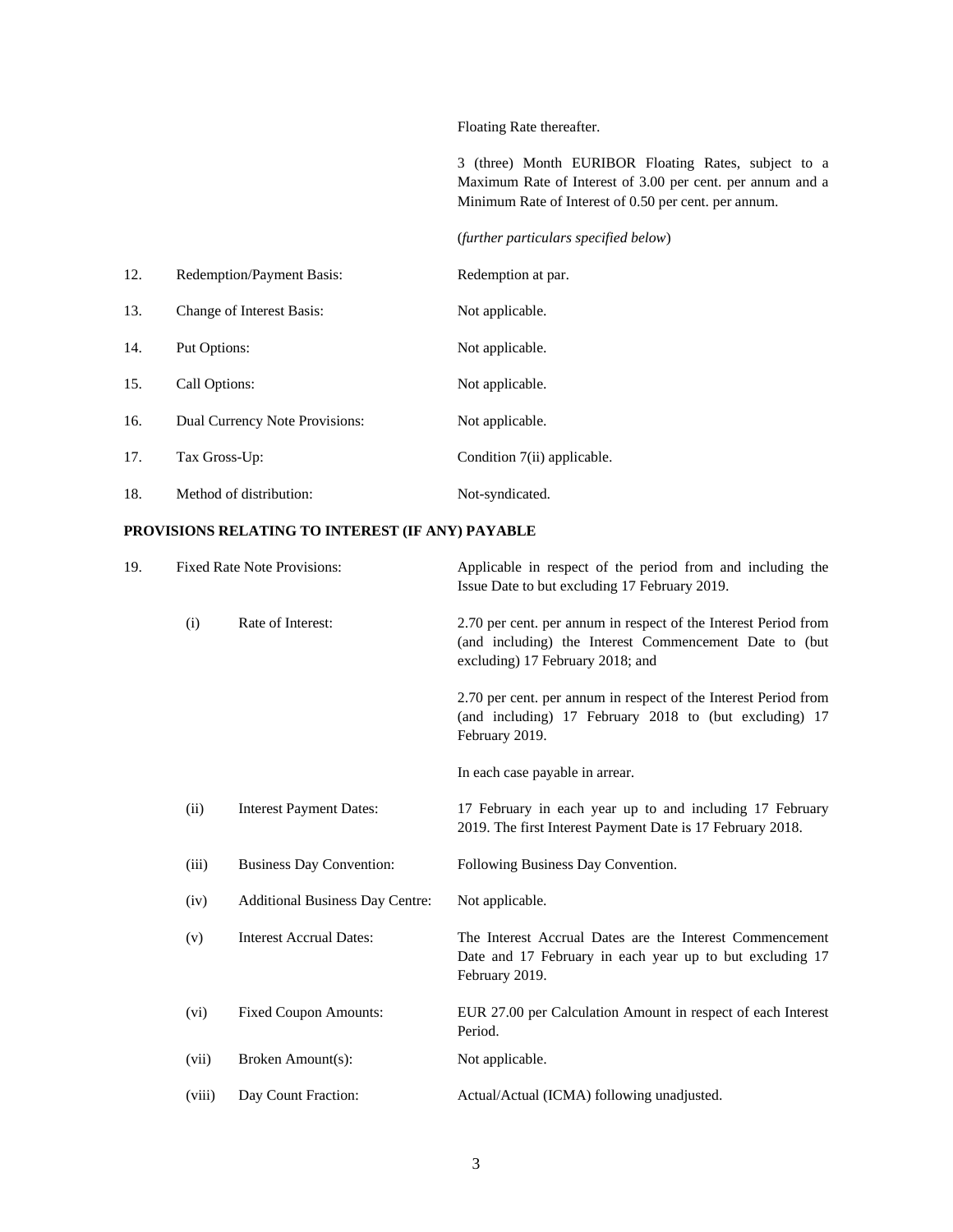| | | |
|---|---|---|
| | | Floating Rate thereafter. |
| | | 3 (three) Month EURIBOR Floating Rates, subject to a Maximum Rate of Interest of 3.00 per cent. per annum and a Minimum Rate of Interest of 0.50 per cent. per annum. |
| | | (*further particulars specified below*) |
| 12. | Redemption/Payment Basis: | Redemption at par. |
| 13. | Change of Interest Basis: | Not applicable. |
| 14. | Put Options: | Not applicable. |
| 15. | Call Options: | Not applicable. |
| 16. | Dual Currency Note Provisions: | Not applicable. |
| 17. | Tax Gross-Up: | Condition 7(ii) applicable. |
| 18. | Method of distribution: | Not-syndicated. |

**PROVISIONS RELATING TO INTEREST (IF ANY) PAYABLE**

| | | | |
|---|---|---|---|
| 19. | Fixed Rate Note Provisions: | | Applicable in respect of the period from and including the Issue Date to but excluding 17 February 2019. |
| | (i) | Rate of Interest: | 2.70 per cent. per annum in respect of the Interest Period from (and including) the Interest Commencement Date to (but excluding) 17 February 2018; and<br><br>2.70 per cent. per annum in respect of the Interest Period from (and including) 17 February 2018 to (but excluding) 17 February 2019.<br><br>In each case payable in arrear. |
| | (ii) | Interest Payment Dates: | 17 February in each year up to and including 17 February 2019. The first Interest Payment Date is 17 February 2018. |
| | (iii) | Business Day Convention: | Following Business Day Convention. |
| | (iv) | Additional Business Day Centre: | Not applicable. |
| | (v) | Interest Accrual Dates: | The Interest Accrual Dates are the Interest Commencement Date and 17 February in each year up to but excluding 17 February 2019. |
| | (vi) | Fixed Coupon Amounts: | EUR 27.00 per Calculation Amount in respect of each Interest Period. |
| | (vii) | Broken Amount(s): | Not applicable. |
| | (viii) | Day Count Fraction: | Actual/Actual (ICMA) following unadjusted. |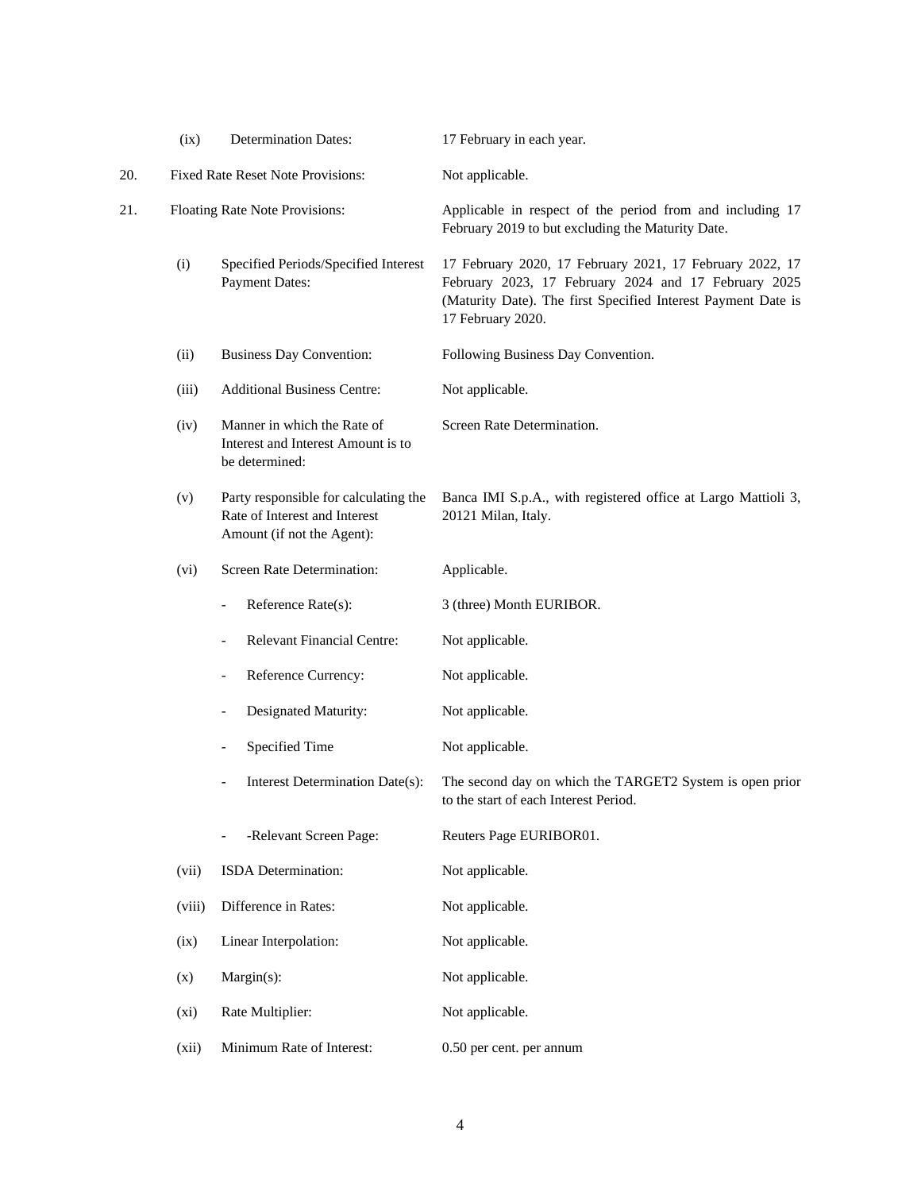| | | |
|---|---|---|
| | (ix) Determination Dates: | 17 February in each year. |
| 20. | Fixed Rate Reset Note Provisions: | Not applicable. |
| 21. | Floating Rate Note Provisions: | Applicable in respect of the period from and including 17 February 2019 to but excluding the Maturity Date. |
| | (i) Specified Periods/Specified Interest Payment Dates: | 17 February 2020, 17 February 2021, 17 February 2022, 17 February 2023, 17 February 2024 and 17 February 2025 (Maturity Date). The first Specified Interest Payment Date is 17 February 2020. |
| | (ii) Business Day Convention: | Following Business Day Convention. |
| | (iii) Additional Business Centre: | Not applicable. |
| | (iv) Manner in which the Rate of Interest and Interest Amount is to be determined: | Screen Rate Determination. |
| | (v) Party responsible for calculating the Rate of Interest and Interest Amount (if not the Agent): | Banca IMI S.p.A., with registered office at Largo Mattioli 3, 20121 Milan, Italy. |
| | (vi) Screen Rate Determination: | Applicable. |
| | - Reference Rate(s): | 3 (three) Month EURIBOR. |
| | - Relevant Financial Centre: | Not applicable. |
| | - Reference Currency: | Not applicable. |
| | - Designated Maturity: | Not applicable. |
| | - Specified Time | Not applicable. |
| | - Interest Determination Date(s): | The second day on which the TARGET2 System is open prior to the start of each Interest Period. |
| | - -Relevant Screen Page: | Reuters Page EURIBOR01. |
| | (vii) ISDA Determination: | Not applicable. |
| | (viii) Difference in Rates: | Not applicable. |
| | (ix) Linear Interpolation: | Not applicable. |
| | (x) Margin(s): | Not applicable. |
| | (xi) Rate Multiplier: | Not applicable. |
| | (xii) Minimum Rate of Interest: | 0.50 per cent. per annum |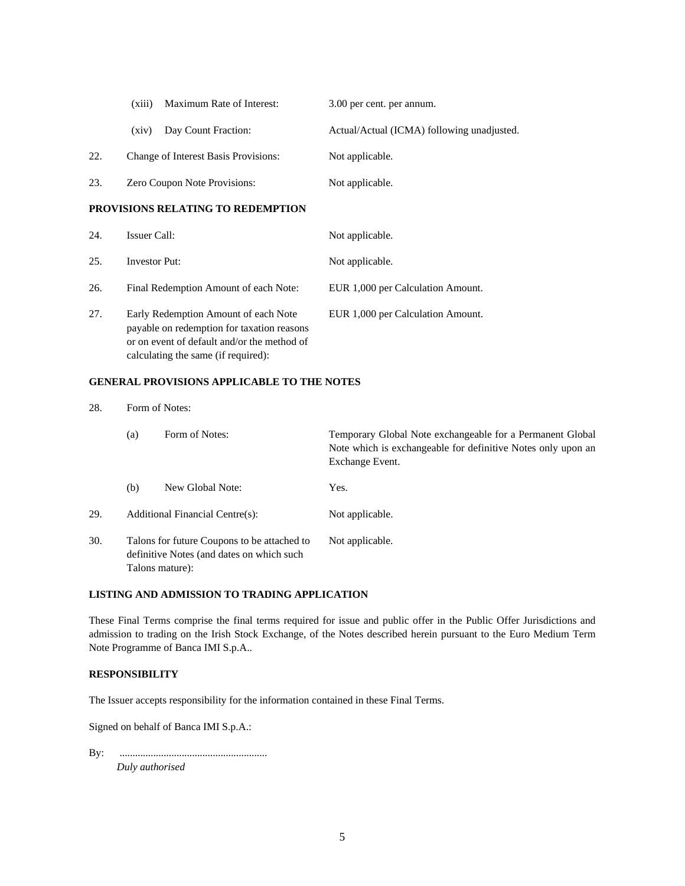| | | |
|---|---|---|
| | (xiii) Maximum Rate of Interest: | 3.00 per cent. per annum. |
| | (xiv) Day Count Fraction: | Actual/Actual (ICMA) following unadjusted. |
| 22. | Change of Interest Basis Provisions: | Not applicable. |
| 23. | Zero Coupon Note Provisions: | Not applicable. |

**PROVISIONS RELATING TO REDEMPTION**

| | | |
|---|---|---|
| 24. | Issuer Call: | Not applicable. |
| 25. | Investor Put: | Not applicable. |
| 26. | Final Redemption Amount of each Note: | EUR 1,000 per Calculation Amount. |
| 27. | Early Redemption Amount of each Note payable on redemption for taxation reasons or on event of default and/or the method of calculating the same (if required): | EUR 1,000 per Calculation Amount. |

**GENERAL PROVISIONS APPLICABLE TO THE NOTES**

| | | |
|---|---|---|
| 28. | Form of Notes: | |
| | (a) Form of Notes: | Temporary Global Note exchangeable for a Permanent Global Note which is exchangeable for definitive Notes only upon an Exchange Event. |
| | (b) New Global Note: | Yes. |
| 29. | Additional Financial Centre(s): | Not applicable. |
| 30. | Talons for future Coupons to be attached to definitive Notes (and dates on which such Talons mature): | Not applicable. |

**LISTING AND ADMISSION TO TRADING APPLICATION**

These Final Terms comprise the final terms required for issue and public offer in the Public Offer Jurisdictions and admission to trading on the Irish Stock Exchange, of the Notes described herein pursuant to the Euro Medium Term Note Programme of Banca IMI S.p.A..

**RESPONSIBILITY**

The Issuer accepts responsibility for the information contained in these Final Terms.

Signed on behalf of Banca IMI S.p.A.:

By: .........................................................

*Duly authorised*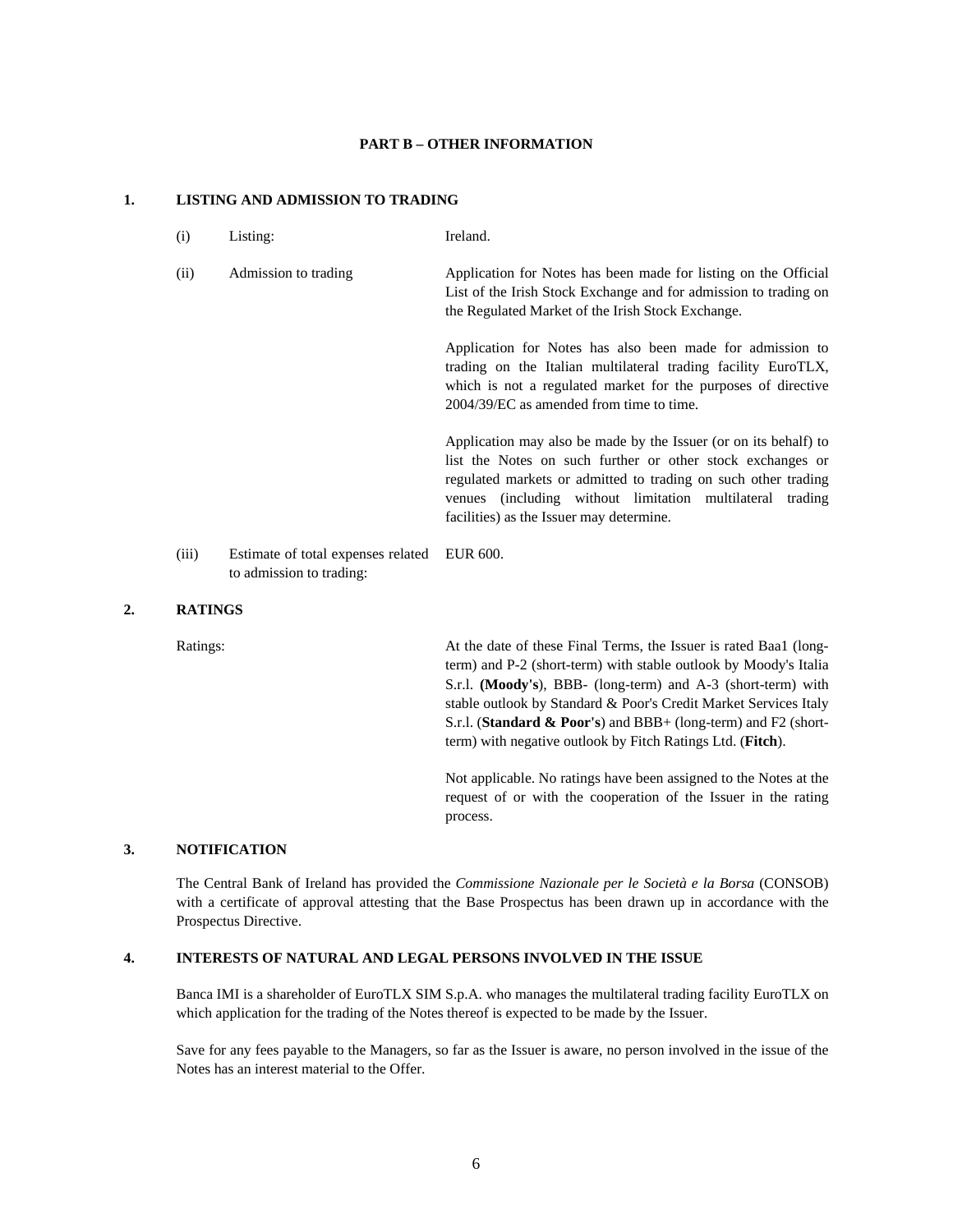## PART B – OTHER INFORMATION

### 1. LISTING AND ADMISSION TO TRADING

| | | |
|---|---|---|
| (i) | Listing: | Ireland. |
| (ii) | Admission to trading | Application for Notes has been made for listing on the Official List of the Irish Stock Exchange and for admission to trading on the Regulated Market of the Irish Stock Exchange.<br><br>Application for Notes has also been made for admission to trading on the Italian multilateral trading facility EuroTLX, which is not a regulated market for the purposes of directive 2004/39/EC as amended from time to time.<br><br>Application may also be made by the Issuer (or on its behalf) to list the Notes on such further or other stock exchanges or regulated markets or admitted to trading on such other trading venues (including without limitation multilateral trading facilities) as the Issuer may determine. |
| (iii) | Estimate of total expenses related to admission to trading: | EUR 600. |

### 2. RATINGS

| | |
|---|---|
| Ratings: | At the date of these Final Terms, the Issuer is rated Baa1 (long-term) and P-2 (short-term) with stable outlook by Moody's Italia S.r.l. **(Moody's)**, BBB- (long-term) and A-3 (short-term) with stable outlook by Standard & Poor's Credit Market Services Italy S.r.l. (**Standard & Poor's**) and BBB+ (long-term) and F2 (short-term) with negative outlook by Fitch Ratings Ltd. (**Fitch**).<br><br>Not applicable. No ratings have been assigned to the Notes at the request of or with the cooperation of the Issuer in the rating process. |

### 3. NOTIFICATION

The Central Bank of Ireland has provided the *Commissione Nazionale per le Società e la Borsa* (CONSOB) with a certificate of approval attesting that the Base Prospectus has been drawn up in accordance with the Prospectus Directive.

### 4. INTERESTS OF NATURAL AND LEGAL PERSONS INVOLVED IN THE ISSUE

Banca IMI is a shareholder of EuroTLX SIM S.p.A. who manages the multilateral trading facility EuroTLX on which application for the trading of the Notes thereof is expected to be made by the Issuer.

Save for any fees payable to the Managers, so far as the Issuer is aware, no person involved in the issue of the Notes has an interest material to the Offer.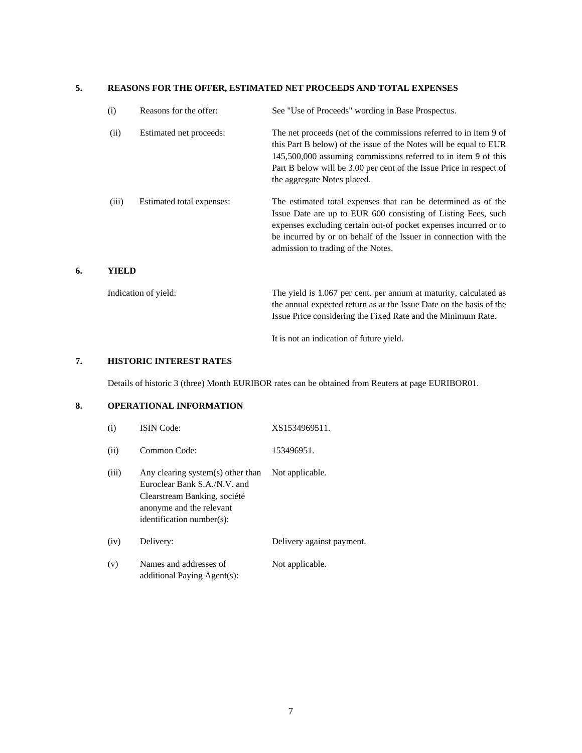## 5. REASONS FOR THE OFFER, ESTIMATED NET PROCEEDS AND TOTAL EXPENSES

| | | |
|---|---|---|
| (i) | Reasons for the offer: | See "Use of Proceeds" wording in Base Prospectus. |
| (ii) | Estimated net proceeds: | The net proceeds (net of the commissions referred to in item 9 of this Part B below) of the issue of the Notes will be equal to EUR 145,500,000 assuming commissions referred to in item 9 of this Part B below will be 3.00 per cent of the Issue Price in respect of the aggregate Notes placed. |
| (iii) | Estimated total expenses: | The estimated total expenses that can be determined as of the Issue Date are up to EUR 600 consisting of Listing Fees, such expenses excluding certain out-of pocket expenses incurred or to be incurred by or on behalf of the Issuer in connection with the admission to trading of the Notes. |

## 6. YIELD

| | |
|---|---|
| Indication of yield: | The yield is 1.067 per cent. per annum at maturity, calculated as the annual expected return as at the Issue Date on the basis of the Issue Price considering the Fixed Rate and the Minimum Rate.<br><br>It is not an indication of future yield. |

## 7. HISTORIC INTEREST RATES

Details of historic 3 (three) Month EURIBOR rates can be obtained from Reuters at page EURIBOR01.

## 8. OPERATIONAL INFORMATION

| | | |
|---|---|---|
| (i) | ISIN Code: | XS1534969511. |
| (ii) | Common Code: | 153496951. |
| (iii) | Any clearing system(s) other than Euroclear Bank S.A./N.V. and Clearstream Banking, société anonyme and the relevant identification number(s): | Not applicable. |
| (iv) | Delivery: | Delivery against payment. |
| (v) | Names and addresses of additional Paying Agent(s): | Not applicable. |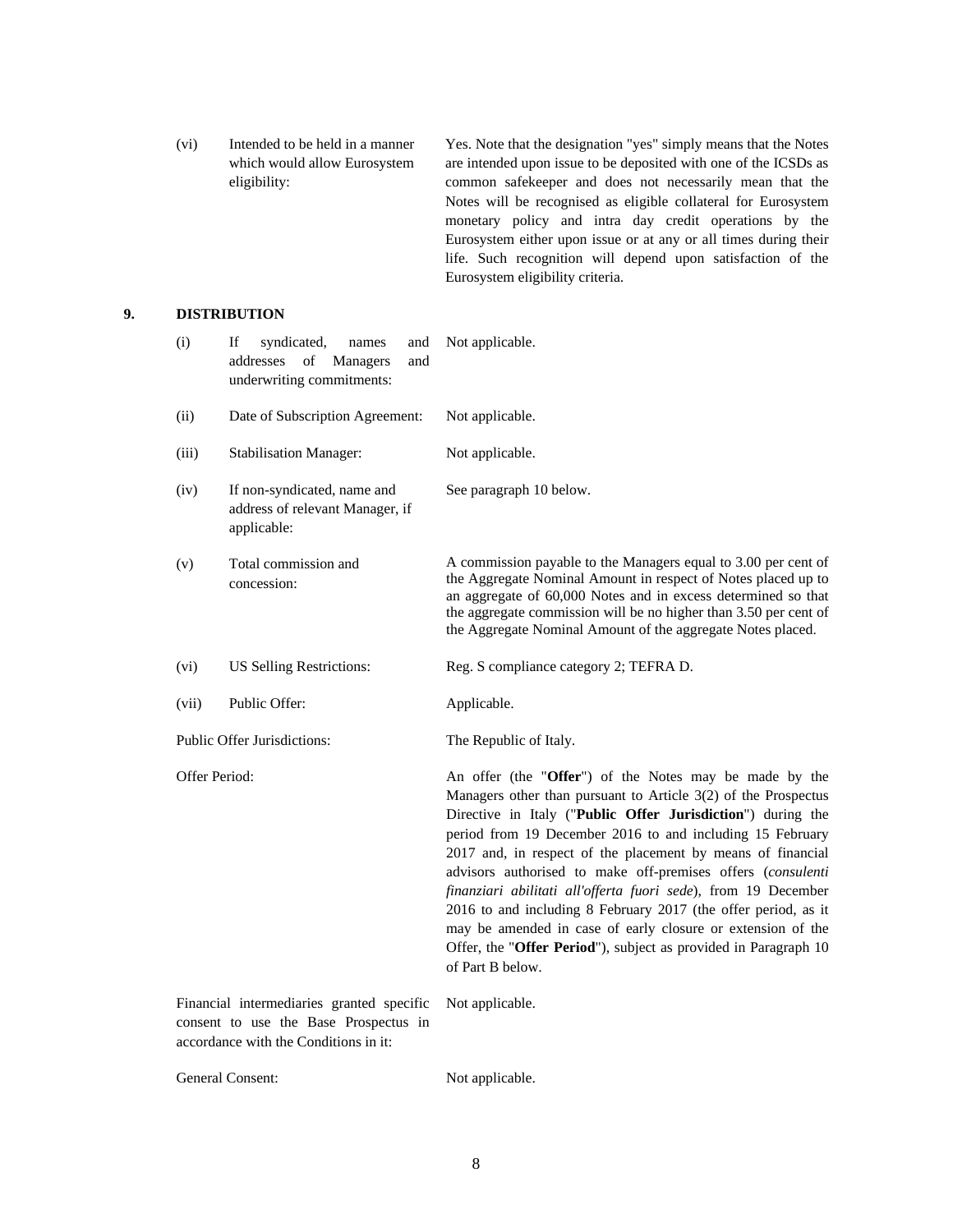| | | |
|---|---|---|
| (vi) | Intended to be held in a manner which would allow Eurosystem eligibility: | Yes. Note that the designation "yes" simply means that the Notes are intended upon issue to be deposited with one of the ICSDs as common safekeeper and does not necessarily mean that the Notes will be recognised as eligible collateral for Eurosystem monetary policy and intra day credit operations by the Eurosystem either upon issue or at any or all times during their life. Such recognition will depend upon satisfaction of the Eurosystem eligibility criteria. |

## 9. DISTRIBUTION

| | | |
|---|---|---|
| (i) | If syndicated, names and addresses of Managers and underwriting commitments: | Not applicable. |
| (ii) | Date of Subscription Agreement: | Not applicable. |
| (iii) | Stabilisation Manager: | Not applicable. |
| (iv) | If non-syndicated, name and address of relevant Manager, if applicable: | See paragraph 10 below. |
| (v) | Total commission and concession: | A commission payable to the Managers equal to 3.00 per cent of the Aggregate Nominal Amount in respect of Notes placed up to an aggregate of 60,000 Notes and in excess determined so that the aggregate commission will be no higher than 3.50 per cent of the Aggregate Nominal Amount of the aggregate Notes placed. |
| (vi) | US Selling Restrictions: | Reg. S compliance category 2; TEFRA D. |
| (vii) | Public Offer: | Applicable. |

| | |
|---|---|
| Public Offer Jurisdictions: | The Republic of Italy. |
| Offer Period: | An offer (the "**Offer**") of the Notes may be made by the Managers other than pursuant to Article 3(2) of the Prospectus Directive in Italy ("**Public Offer Jurisdiction**") during the period from 19 December 2016 to and including 15 February 2017 and, in respect of the placement by means of financial advisors authorised to make off-premises offers (*consulenti finanziari abilitati all'offerta fuori sede*), from 19 December 2016 to and including 8 February 2017 (the offer period, as it may be amended in case of early closure or extension of the Offer, the "**Offer Period**"), subject as provided in Paragraph 10 of Part B below. |
| Financial intermediaries granted specific consent to use the Base Prospectus in accordance with the Conditions in it: | Not applicable. |
| General Consent: | Not applicable. |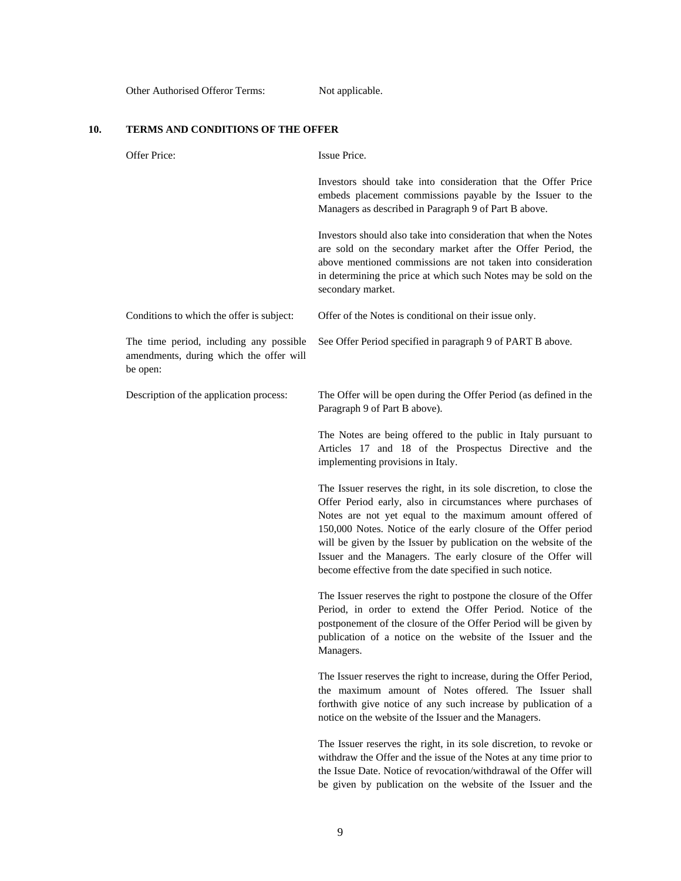| | |
|---|---|
| Other Authorised Offeror Terms: | Not applicable. |

## 10. TERMS AND CONDITIONS OF THE OFFER

| | |
|---|---|
| Offer Price: | Issue Price.<br><br>Investors should take into consideration that the Offer Price embeds placement commissions payable by the Issuer to the Managers as described in Paragraph 9 of Part B above.<br><br>Investors should also take into consideration that when the Notes are sold on the secondary market after the Offer Period, the above mentioned commissions are not taken into consideration in determining the price at which such Notes may be sold on the secondary market. |
| Conditions to which the offer is subject: | Offer of the Notes is conditional on their issue only. |
| The time period, including any possible amendments, during which the offer will be open: | See Offer Period specified in paragraph 9 of PART B above. |
| Description of the application process: | The Offer will be open during the Offer Period (as defined in the Paragraph 9 of Part B above).<br><br>The Notes are being offered to the public in Italy pursuant to Articles 17 and 18 of the Prospectus Directive and the implementing provisions in Italy.<br><br>The Issuer reserves the right, in its sole discretion, to close the Offer Period early, also in circumstances where purchases of Notes are not yet equal to the maximum amount offered of 150,000 Notes. Notice of the early closure of the Offer period will be given by the Issuer by publication on the website of the Issuer and the Managers. The early closure of the Offer will become effective from the date specified in such notice.<br><br>The Issuer reserves the right to postpone the closure of the Offer Period, in order to extend the Offer Period. Notice of the postponement of the closure of the Offer Period will be given by publication of a notice on the website of the Issuer and the Managers.<br><br>The Issuer reserves the right to increase, during the Offer Period, the maximum amount of Notes offered. The Issuer shall forthwith give notice of any such increase by publication of a notice on the website of the Issuer and the Managers.<br><br>The Issuer reserves the right, in its sole discretion, to revoke or withdraw the Offer and the issue of the Notes at any time prior to the Issue Date. Notice of revocation/withdrawal of the Offer will be given by publication on the website of the Issuer and the |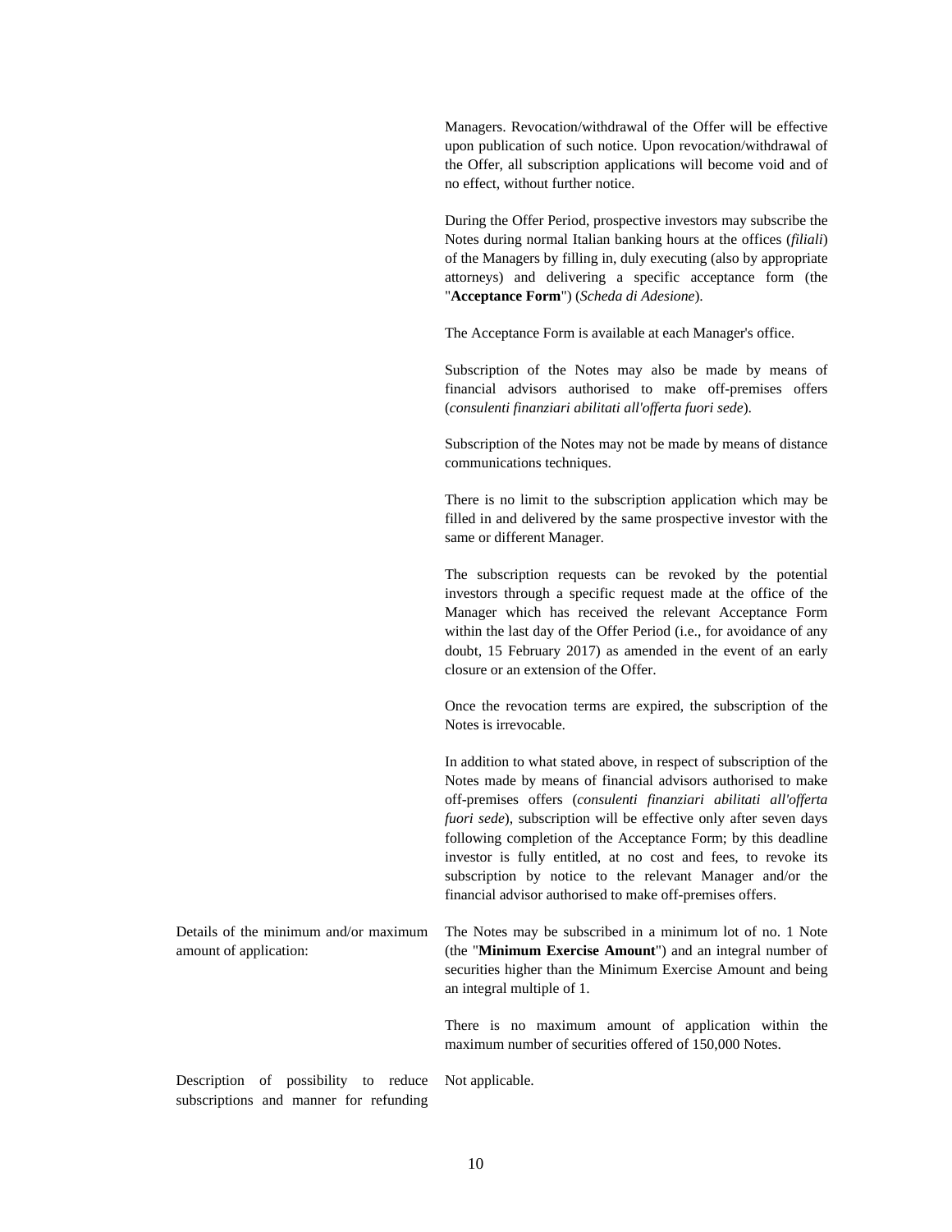| | |
|---|---|
| | Managers. Revocation/withdrawal of the Offer will be effective upon publication of such notice. Upon revocation/withdrawal of the Offer, all subscription applications will become void and of no effect, without further notice. |
| | During the Offer Period, prospective investors may subscribe the Notes during normal Italian banking hours at the offices (*filiali*) of the Managers by filling in, duly executing (also by appropriate attorneys) and delivering a specific acceptance form (the "**Acceptance Form**") (*Scheda di Adesione*). |
| | The Acceptance Form is available at each Manager's office. |
| | Subscription of the Notes may also be made by means of financial advisors authorised to make off-premises offers (*consulenti finanziari abilitati all'offerta fuori sede*). |
| | Subscription of the Notes may not be made by means of distance communications techniques. |
| | There is no limit to the subscription application which may be filled in and delivered by the same prospective investor with the same or different Manager. |
| | The subscription requests can be revoked by the potential investors through a specific request made at the office of the Manager which has received the relevant Acceptance Form within the last day of the Offer Period (i.e., for avoidance of any doubt, 15 February 2017) as amended in the event of an early closure or an extension of the Offer. |
| | Once the revocation terms are expired, the subscription of the Notes is irrevocable. |
| | In addition to what stated above, in respect of subscription of the Notes made by means of financial advisors authorised to make off-premises offers (*consulenti finanziari abilitati all'offerta fuori sede*), subscription will be effective only after seven days following completion of the Acceptance Form; by this deadline investor is fully entitled, at no cost and fees, to revoke its subscription by notice to the relevant Manager and/or the financial advisor authorised to make off-premises offers. |
| Details of the minimum and/or maximum amount of application: | The Notes may be subscribed in a minimum lot of no. 1 Note (the "**Minimum Exercise Amount**") and an integral number of securities higher than the Minimum Exercise Amount and being an integral multiple of 1. |
| | There is no maximum amount of application within the maximum number of securities offered of 150,000 Notes. |
| Description of possibility to reduce subscriptions and manner for refunding | Not applicable. |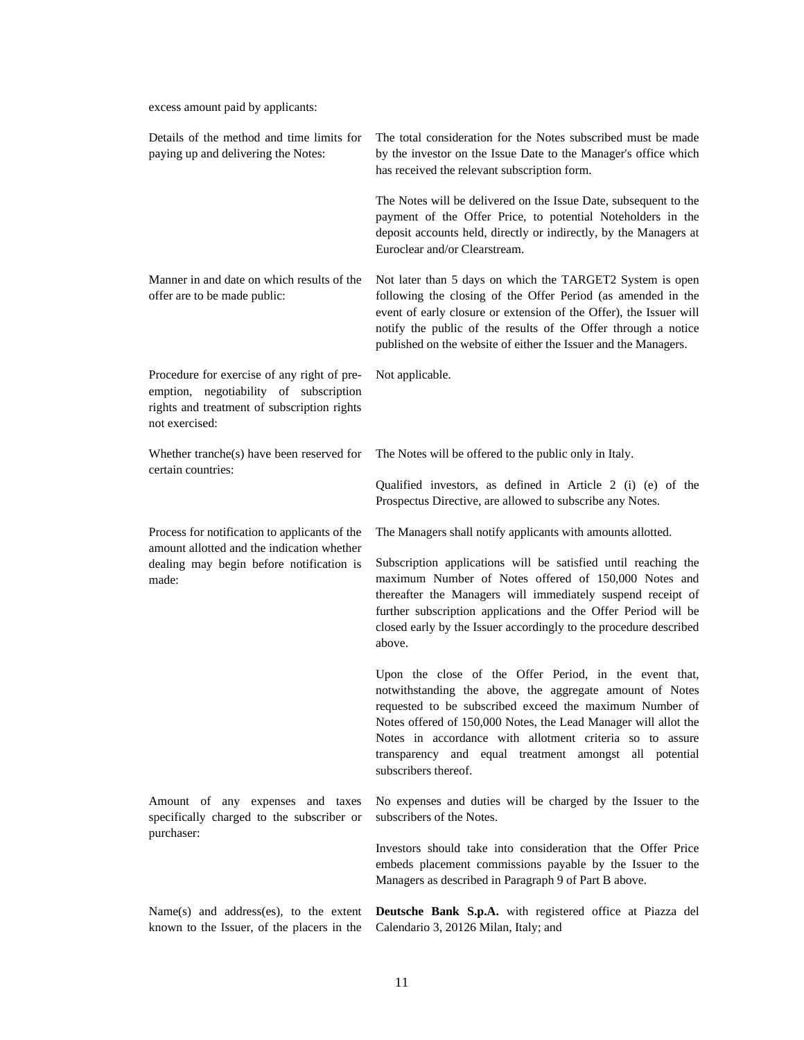excess amount paid by applicants:

| | |
|---|---|
| Details of the method and time limits for paying up and delivering the Notes: | The total consideration for the Notes subscribed must be made by the investor on the Issue Date to the Manager's office which has received the relevant subscription form.<br><br>The Notes will be delivered on the Issue Date, subsequent to the payment of the Offer Price, to potential Noteholders in the deposit accounts held, directly or indirectly, by the Managers at Euroclear and/or Clearstream. |
| Manner in and date on which results of the offer are to be made public: | Not later than 5 days on which the TARGET2 System is open following the closing of the Offer Period (as amended in the event of early closure or extension of the Offer), the Issuer will notify the public of the results of the Offer through a notice published on the website of either the Issuer and the Managers. |
| Procedure for exercise of any right of pre-emption, negotiability of subscription rights and treatment of subscription rights not exercised: | Not applicable. |
| Whether tranche(s) have been reserved for certain countries: | The Notes will be offered to the public only in Italy.<br><br>Qualified investors, as defined in Article 2 (i) (e) of the Prospectus Directive, are allowed to subscribe any Notes. |
| Process for notification to applicants of the amount allotted and the indication whether dealing may begin before notification is made: | The Managers shall notify applicants with amounts allotted.<br><br>Subscription applications will be satisfied until reaching the maximum Number of Notes offered of 150,000 Notes and thereafter the Managers will immediately suspend receipt of further subscription applications and the Offer Period will be closed early by the Issuer accordingly to the procedure described above.<br><br>Upon the close of the Offer Period, in the event that, notwithstanding the above, the aggregate amount of Notes requested to be subscribed exceed the maximum Number of Notes offered of 150,000 Notes, the Lead Manager will allot the Notes in accordance with allotment criteria so to assure transparency and equal treatment amongst all potential subscribers thereof. |
| Amount of any expenses and taxes specifically charged to the subscriber or purchaser: | No expenses and duties will be charged by the Issuer to the subscribers of the Notes.<br><br>Investors should take into consideration that the Offer Price embeds placement commissions payable by the Issuer to the Managers as described in Paragraph 9 of Part B above. |
| Name(s) and address(es), to the extent known to the Issuer, of the placers in the | **Deutsche Bank S.p.A.** with registered office at Piazza del Calendario 3, 20126 Milan, Italy; and |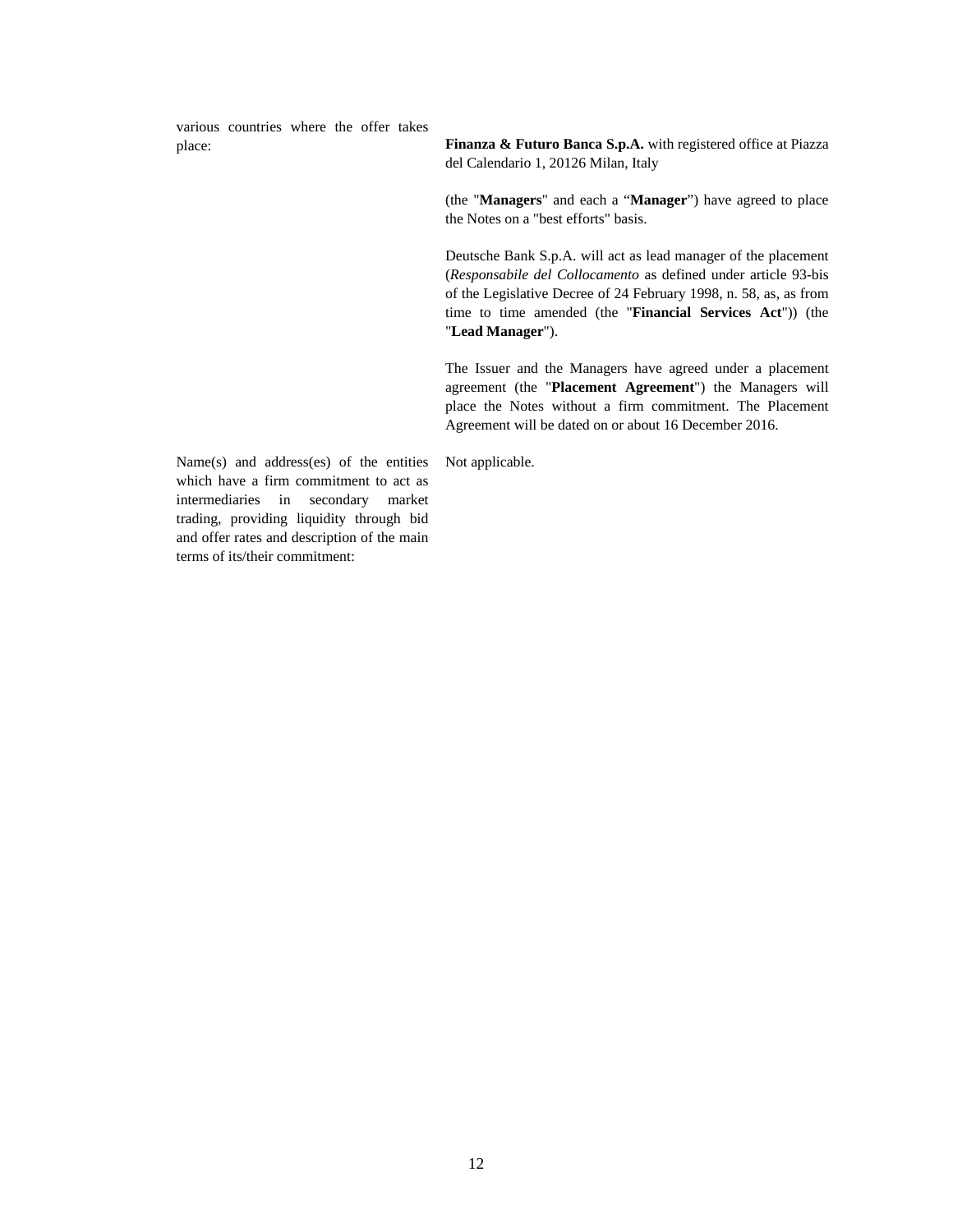| | |
|---|---|
| various countries where the offer takes place: | **Finanza & Futuro Banca S.p.A.** with registered office at Piazza del Calendario 1, 20126 Milan, Italy<br><br>(the "**Managers**" and each a "**Manager**") have agreed to place the Notes on a "best efforts" basis.<br><br>Deutsche Bank S.p.A. will act as lead manager of the placement (*Responsabile del Collocamento* as defined under article 93-bis of the Legislative Decree of 24 February 1998, n. 58, as, as from time to time amended (the "**Financial Services Act**")) (the "**Lead Manager**").<br><br>The Issuer and the Managers have agreed under a placement agreement (the "**Placement Agreement**") the Managers will place the Notes without a firm commitment. The Placement Agreement will be dated on or about 16 December 2016. |
| Name(s) and address(es) of the entities which have a firm commitment to act as intermediaries in secondary market trading, providing liquidity through bid and offer rates and description of the main terms of its/their commitment: | Not applicable. |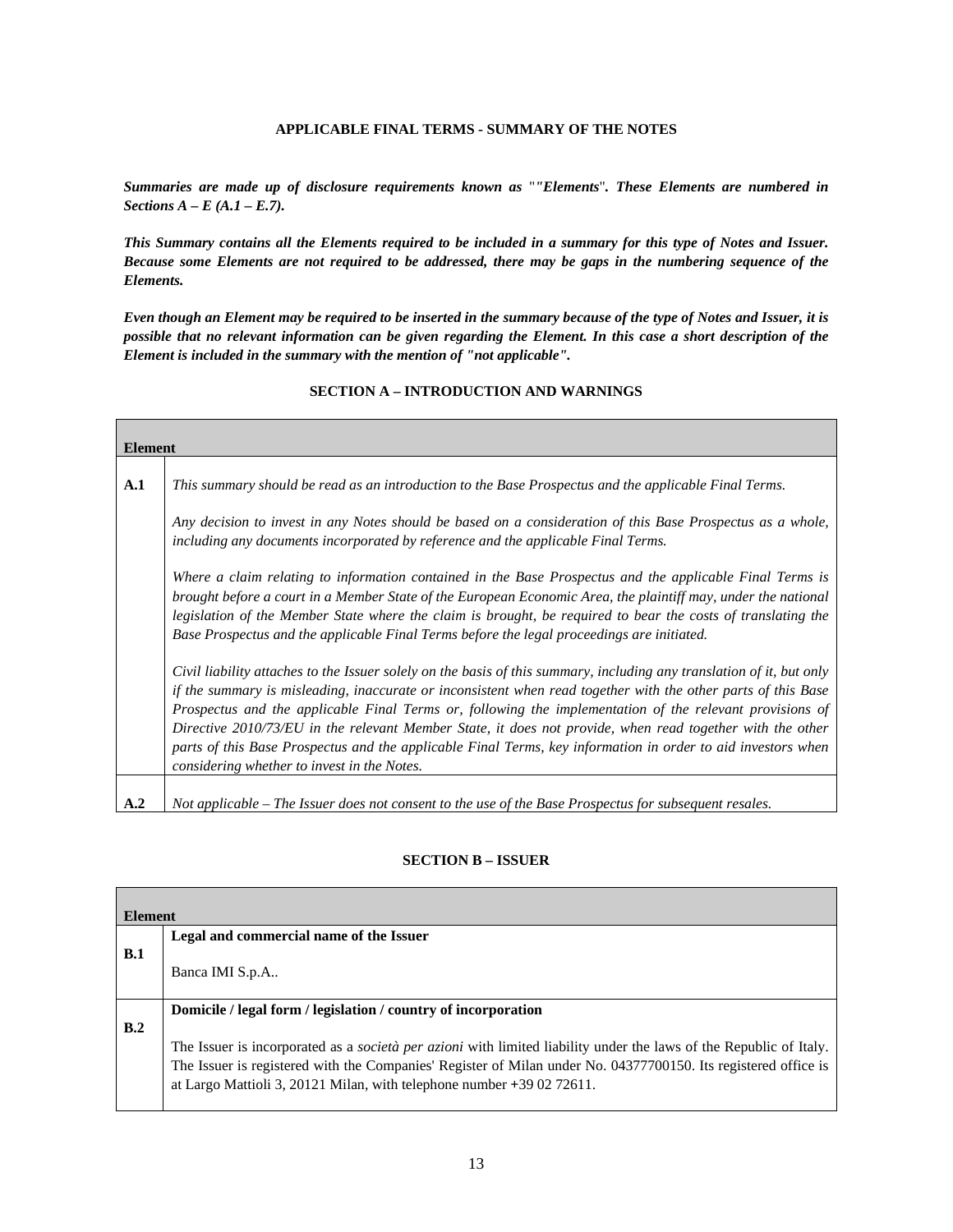## APPLICABLE FINAL TERMS - SUMMARY OF THE NOTES

***Summaries are made up of disclosure requirements known as ""Elements". These Elements are numbered in Sections A – E (A.1 – E.7).***

***This Summary contains all the Elements required to be included in a summary for this type of Notes and Issuer. Because some Elements are not required to be addressed, there may be gaps in the numbering sequence of the Elements.***

***Even though an Element may be required to be inserted in the summary because of the type of Notes and Issuer, it is possible that no relevant information can be given regarding the Element. In this case a short description of the Element is included in the summary with the mention of "not applicable".***

### SECTION A – INTRODUCTION AND WARNINGS

| Element | |
|---|---|
| **A.1** | *This summary should be read as an introduction to the Base Prospectus and the applicable Final Terms.*<br><br>*Any decision to invest in any Notes should be based on a consideration of this Base Prospectus as a whole, including any documents incorporated by reference and the applicable Final Terms.*<br><br>*Where a claim relating to information contained in the Base Prospectus and the applicable Final Terms is brought before a court in a Member State of the European Economic Area, the plaintiff may, under the national legislation of the Member State where the claim is brought, be required to bear the costs of translating the Base Prospectus and the applicable Final Terms before the legal proceedings are initiated.*<br><br>*Civil liability attaches to the Issuer solely on the basis of this summary, including any translation of it, but only if the summary is misleading, inaccurate or inconsistent when read together with the other parts of this Base Prospectus and the applicable Final Terms or, following the implementation of the relevant provisions of Directive 2010/73/EU in the relevant Member State, it does not provide, when read together with the other parts of this Base Prospectus and the applicable Final Terms, key information in order to aid investors when considering whether to invest in the Notes.* |
| **A.2** | *Not applicable – The Issuer does not consent to the use of the Base Prospectus for subsequent resales.* |

### SECTION B – ISSUER

| Element | |
|---|---|
| **B.1** | **Legal and commercial name of the Issuer**<br><br>Banca IMI S.p.A.. |
| **B.2** | **Domicile / legal form / legislation / country of incorporation**<br><br>The Issuer is incorporated as a *società per azioni* with limited liability under the laws of the Republic of Italy. The Issuer is registered with the Companies' Register of Milan under No. 04377700150. Its registered office is at Largo Mattioli 3, 20121 Milan, with telephone number +39 02 72611. |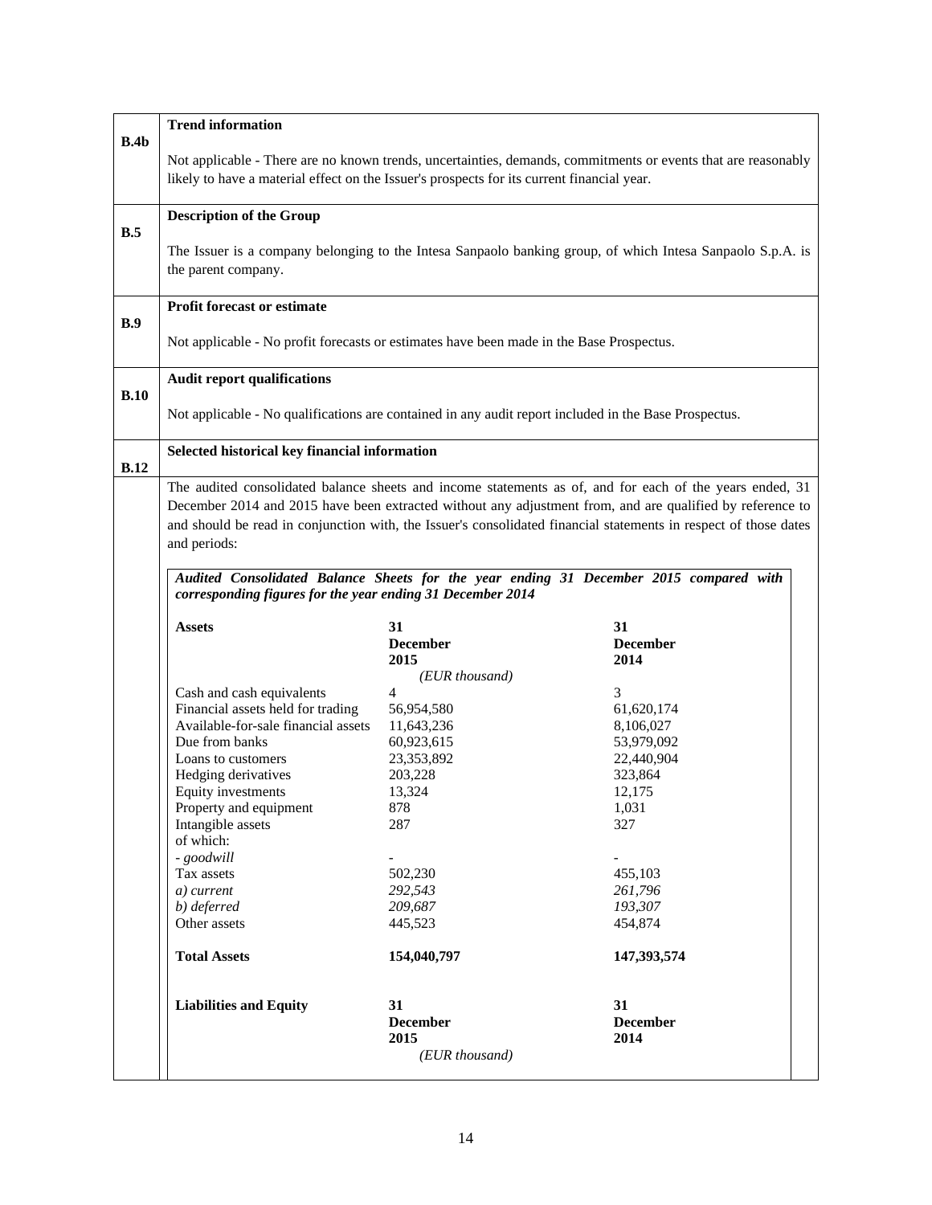| | |
|---|---|
| **B.4b** | **Trend information**<br><br>Not applicable - There are no known trends, uncertainties, demands, commitments or events that are reasonably likely to have a material effect on the Issuer's prospects for its current financial year. |
| **B.5** | **Description of the Group**<br><br>The Issuer is a company belonging to the Intesa Sanpaolo banking group, of which Intesa Sanpaolo S.p.A. is the parent company. |
| **B.9** | **Profit forecast or estimate**<br><br>Not applicable - No profit forecasts or estimates have been made in the Base Prospectus. |
| **B.10** | **Audit report qualifications**<br><br>Not applicable - No qualifications are contained in any audit report included in the Base Prospectus. |
| **B.12** | **Selected historical key financial information** |

The audited consolidated balance sheets and income statements as of, and for each of the years ended, 31 December 2014 and 2015 have been extracted without any adjustment from, and are qualified by reference to and should be read in conjunction with, the Issuer's consolidated financial statements in respect of those dates and periods:

***Audited Consolidated Balance Sheets for the year ending 31 December 2015 compared with corresponding figures for the year ending 31 December 2014***

| **Assets** | **31 December 2015** | **31 December 2014** |
|---|---|---|
| | *(EUR thousand)* | |
| Cash and cash equivalents | 4 | 3 |
| Financial assets held for trading | 56,954,580 | 61,620,174 |
| Available-for-sale financial assets | 11,643,236 | 8,106,027 |
| Due from banks | 60,923,615 | 53,979,092 |
| Loans to customers | 23,353,892 | 22,440,904 |
| Hedging derivatives | 203,228 | 323,864 |
| Equity investments | 13,324 | 12,175 |
| Property and equipment | 878 | 1,031 |
| Intangible assets | 287 | 327 |
| of which: | | |
| *- goodwill* | - | - |
| Tax assets | 502,230 | 455,103 |
| *a) current* | *292,543* | *261,796* |
| *b) deferred* | *209,687* | *193,307* |
| Other assets | 445,523 | 454,874 |
| **Total Assets** | **154,040,797** | **147,393,574** |

| **Liabilities and Equity** | **31 December 2015** | **31 December 2014** |
|---|---|---|
| | *(EUR thousand)* | |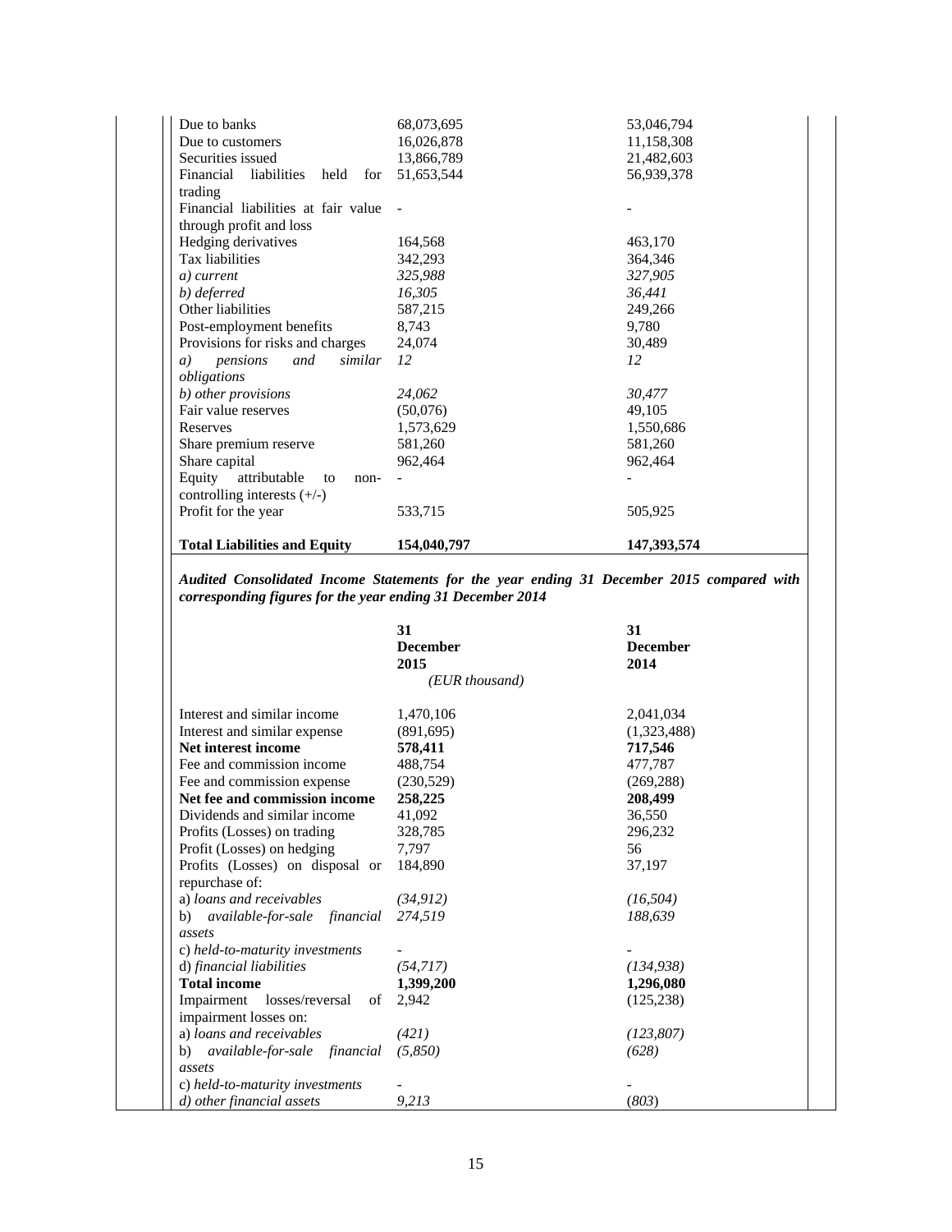| | | |
|---|---|---|
| Due to banks | 68,073,695 | 53,046,794 |
| Due to customers | 16,026,878 | 11,158,308 |
| Securities issued | 13,866,789 | 21,482,603 |
| Financial liabilities held for trading | 51,653,544 | 56,939,378 |
| Financial liabilities at fair value through profit and loss | - | - |
| Hedging derivatives | 164,568 | 463,170 |
| Tax liabilities | 342,293 | 364,346 |
| *a) current* | *325,988* | *327,905* |
| *b) deferred* | *16,305* | *36,441* |
| Other liabilities | 587,215 | 249,266 |
| Post-employment benefits | 8,743 | 9,780 |
| Provisions for risks and charges | 24,074 | 30,489 |
| *a) pensions and similar obligations* | *12* | *12* |
| *b) other provisions* | *24,062* | *30,477* |
| Fair value reserves | (50,076) | 49,105 |
| Reserves | 1,573,629 | 1,550,686 |
| Share premium reserve | 581,260 | 581,260 |
| Share capital | 962,464 | 962,464 |
| Equity attributable to non-controlling interests (+/-) | - | - |
| Profit for the year | 533,715 | 505,925 |
| **Total Liabilities and Equity** | **154,040,797** | **147,393,574** |

***Audited Consolidated Income Statements for the year ending 31 December 2015 compared with corresponding figures for the year ending 31 December 2014***

| | **31 December 2015** *(EUR thousand)* | **31 December 2014** |
|---|---|---|
| Interest and similar income | 1,470,106 | 2,041,034 |
| Interest and similar expense | (891,695) | (1,323,488) |
| **Net interest income** | **578,411** | **717,546** |
| Fee and commission income | 488,754 | 477,787 |
| Fee and commission expense | (230,529) | (269,288) |
| **Net fee and commission income** | **258,225** | **208,499** |
| Dividends and similar income | 41,092 | 36,550 |
| Profits (Losses) on trading | 328,785 | 296,232 |
| Profit (Losses) on hedging | 7,797 | 56 |
| Profits (Losses) on disposal or repurchase of: | 184,890 | 37,197 |
| a) *loans and receivables* | *(34,912)* | *(16,504)* |
| b) *available-for-sale financial assets* | *274,519* | *188,639* |
| c) *held-to-maturity investments* | - | - |
| d) *financial liabilities* | *(54,717)* | *(134,938)* |
| **Total income** | **1,399,200** | **1,296,080** |
| Impairment losses/reversal of impairment losses on: | 2,942 | (125,238) |
| a) *loans and receivables* | *(421)* | *(123,807)* |
| b) *available-for-sale financial assets* | *(5,850)* | *(628)* |
| c) *held-to-maturity investments* | - | - |
| *d) other financial assets* | *9,213* | (*803*) |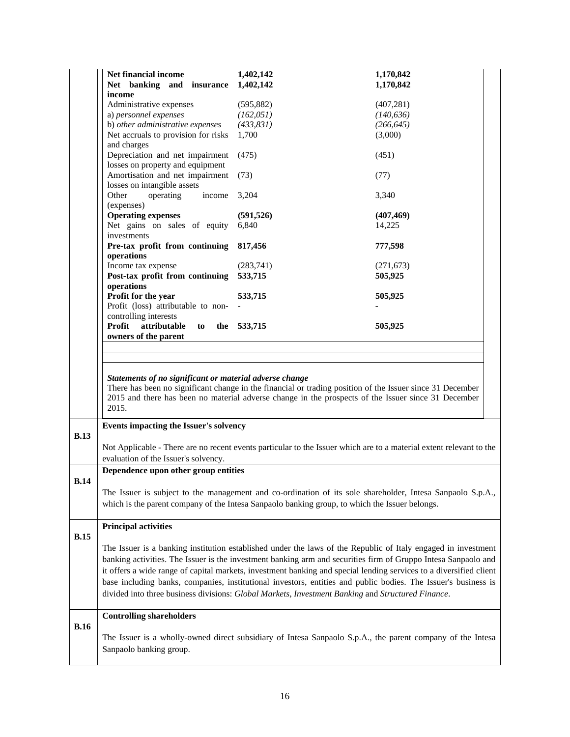| | | |
|---|---|---|
| **Net financial income** | **1,402,142** | **1,170,842** |
| **Net banking and insurance income** | **1,402,142** | **1,170,842** |
| Administrative expenses | (595,882) | (407,281) |
| a) *personnel expenses* | *(162,051)* | *(140,636)* |
| b) *other administrative expenses* | *(433,831)* | *(266,645)* |
| Net accruals to provision for risks and charges | 1,700 | (3,000) |
| Depreciation and net impairment losses on property and equipment | (475) | (451) |
| Amortisation and net impairment losses on intangible assets | (73) | (77) |
| Other operating income (expenses) | 3,204 | 3,340 |
| **Operating expenses** | **(591,526)** | **(407,469)** |
| Net gains on sales of equity investments | 6,840 | 14,225 |
| **Pre-tax profit from continuing operations** | **817,456** | **777,598** |
| Income tax expense | (283,741) | (271,673) |
| **Post-tax profit from continuing operations** | **533,715** | **505,925** |
| **Profit for the year** | **533,715** | **505,925** |
| Profit (loss) attributable to non-controlling interests | - | - |
| **Profit attributable to the owners of the parent** | **533,715** | **505,925** |

***Statements of no significant or material adverse change***

There has been no significant change in the financial or trading position of the Issuer since 31 December 2015 and there has been no material adverse change in the prospects of the Issuer since 31 December 2015.

| | |
|---|---|
| **B.13** | **Events impacting the Issuer's solvency**<br><br>Not Applicable - There are no recent events particular to the Issuer which are to a material extent relevant to the evaluation of the Issuer's solvency. |
| **B.14** | **Dependence upon other group entities**<br><br>The Issuer is subject to the management and co-ordination of its sole shareholder, Intesa Sanpaolo S.p.A., which is the parent company of the Intesa Sanpaolo banking group, to which the Issuer belongs. |
| **B.15** | **Principal activities**<br><br>The Issuer is a banking institution established under the laws of the Republic of Italy engaged in investment banking activities. The Issuer is the investment banking arm and securities firm of Gruppo Intesa Sanpaolo and it offers a wide range of capital markets, investment banking and special lending services to a diversified client base including banks, companies, institutional investors, entities and public bodies. The Issuer's business is divided into three business divisions: *Global Markets*, *Investment Banking* and *Structured Finance*. |
| **B.16** | **Controlling shareholders**<br><br>The Issuer is a wholly-owned direct subsidiary of Intesa Sanpaolo S.p.A., the parent company of the Intesa Sanpaolo banking group. |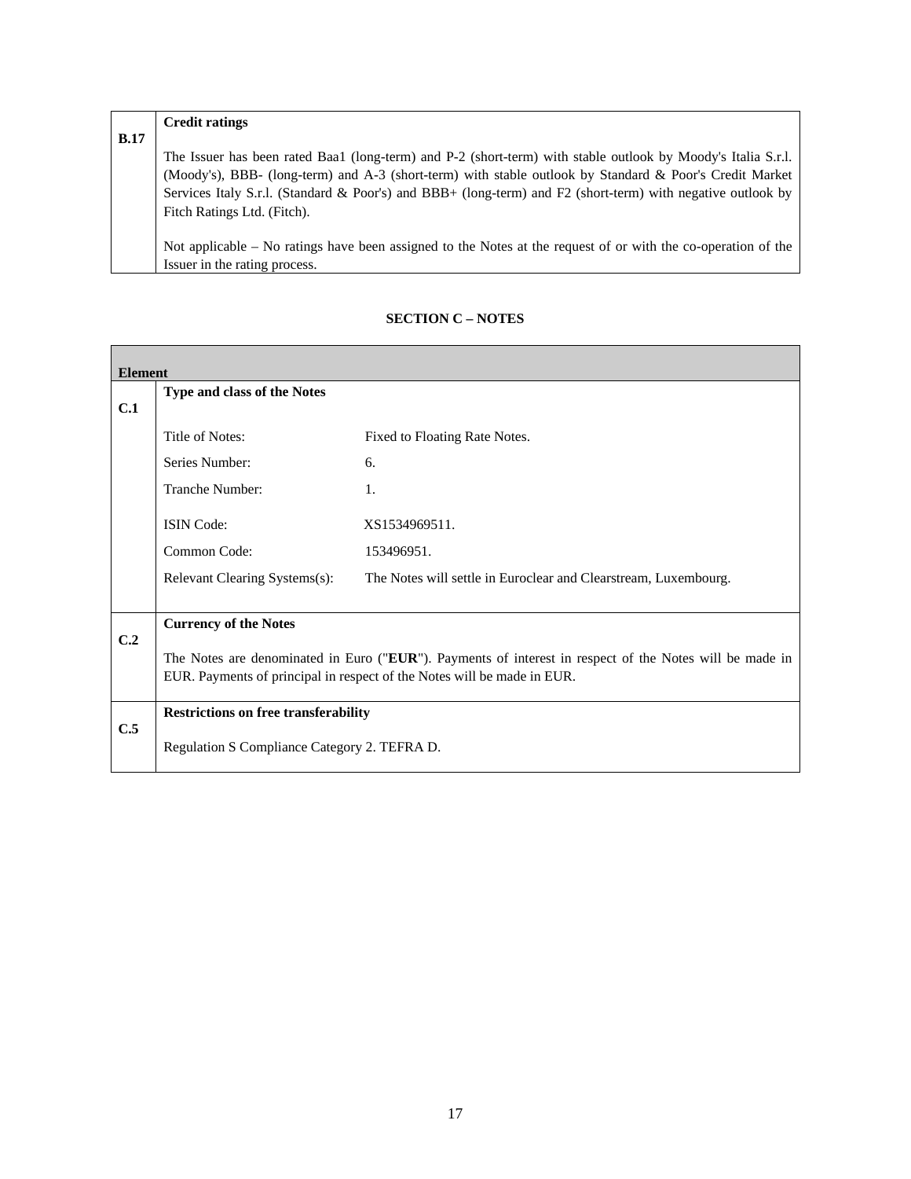| | |
|---|---|
| **B.17** | **Credit ratings**<br><br>The Issuer has been rated Baa1 (long-term) and P-2 (short-term) with stable outlook by Moody's Italia S.r.l. (Moody's), BBB- (long-term) and A-3 (short-term) with stable outlook by Standard & Poor's Credit Market Services Italy S.r.l. (Standard & Poor's) and BBB+ (long-term) and F2 (short-term) with negative outlook by Fitch Ratings Ltd. (Fitch).<br><br>Not applicable – No ratings have been assigned to the Notes at the request of or with the co-operation of the Issuer in the rating process. |

## SECTION C – NOTES

| **Element** | | |
|---|---|---|
| **C.1** | **Type and class of the Notes** | |
| | Title of Notes: | Fixed to Floating Rate Notes. |
| | Series Number: | 6. |
| | Tranche Number: | 1. |
| | ISIN Code: | XS1534969511. |
| | Common Code: | 153496951. |
| | Relevant Clearing Systems(s): | The Notes will settle in Euroclear and Clearstream, Luxembourg. |
| **C.2** | **Currency of the Notes**<br><br>The Notes are denominated in Euro ("**EUR**"). Payments of interest in respect of the Notes will be made in EUR. Payments of principal in respect of the Notes will be made in EUR. | |
| **C.5** | **Restrictions on free transferability**<br><br>Regulation S Compliance Category 2. TEFRA D. | |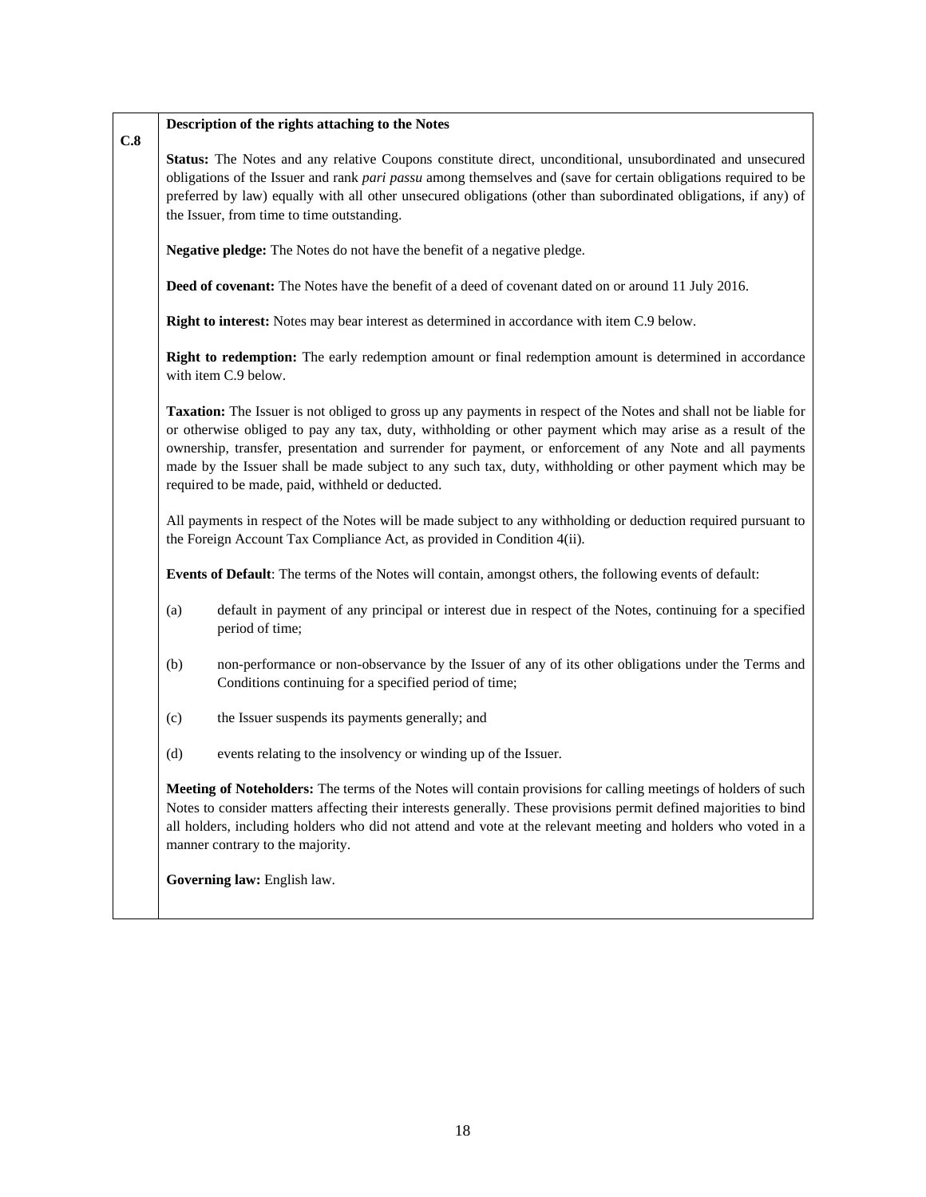| C.8 | **Description of the rights attaching to the Notes** |
|---|---|

**C.8**

**Description of the rights attaching to the Notes**

**Status:** The Notes and any relative Coupons constitute direct, unconditional, unsubordinated and unsecured obligations of the Issuer and rank *pari passu* among themselves and (save for certain obligations required to be preferred by law) equally with all other unsecured obligations (other than subordinated obligations, if any) of the Issuer, from time to time outstanding.

**Negative pledge:** The Notes do not have the benefit of a negative pledge.

**Deed of covenant:** The Notes have the benefit of a deed of covenant dated on or around 11 July 2016.

**Right to interest:** Notes may bear interest as determined in accordance with item C.9 below.

**Right to redemption:** The early redemption amount or final redemption amount is determined in accordance with item C.9 below.

**Taxation:** The Issuer is not obliged to gross up any payments in respect of the Notes and shall not be liable for or otherwise obliged to pay any tax, duty, withholding or other payment which may arise as a result of the ownership, transfer, presentation and surrender for payment, or enforcement of any Note and all payments made by the Issuer shall be made subject to any such tax, duty, withholding or other payment which may be required to be made, paid, withheld or deducted.

All payments in respect of the Notes will be made subject to any withholding or deduction required pursuant to the Foreign Account Tax Compliance Act, as provided in Condition 4(ii).

**Events of Default**: The terms of the Notes will contain, amongst others, the following events of default:

(a) default in payment of any principal or interest due in respect of the Notes, continuing for a specified period of time;

(b) non-performance or non-observance by the Issuer of any of its other obligations under the Terms and Conditions continuing for a specified period of time;

(c) the Issuer suspends its payments generally; and

(d) events relating to the insolvency or winding up of the Issuer.

**Meeting of Noteholders:** The terms of the Notes will contain provisions for calling meetings of holders of such Notes to consider matters affecting their interests generally. These provisions permit defined majorities to bind all holders, including holders who did not attend and vote at the relevant meeting and holders who voted in a manner contrary to the majority.

**Governing law:** English law.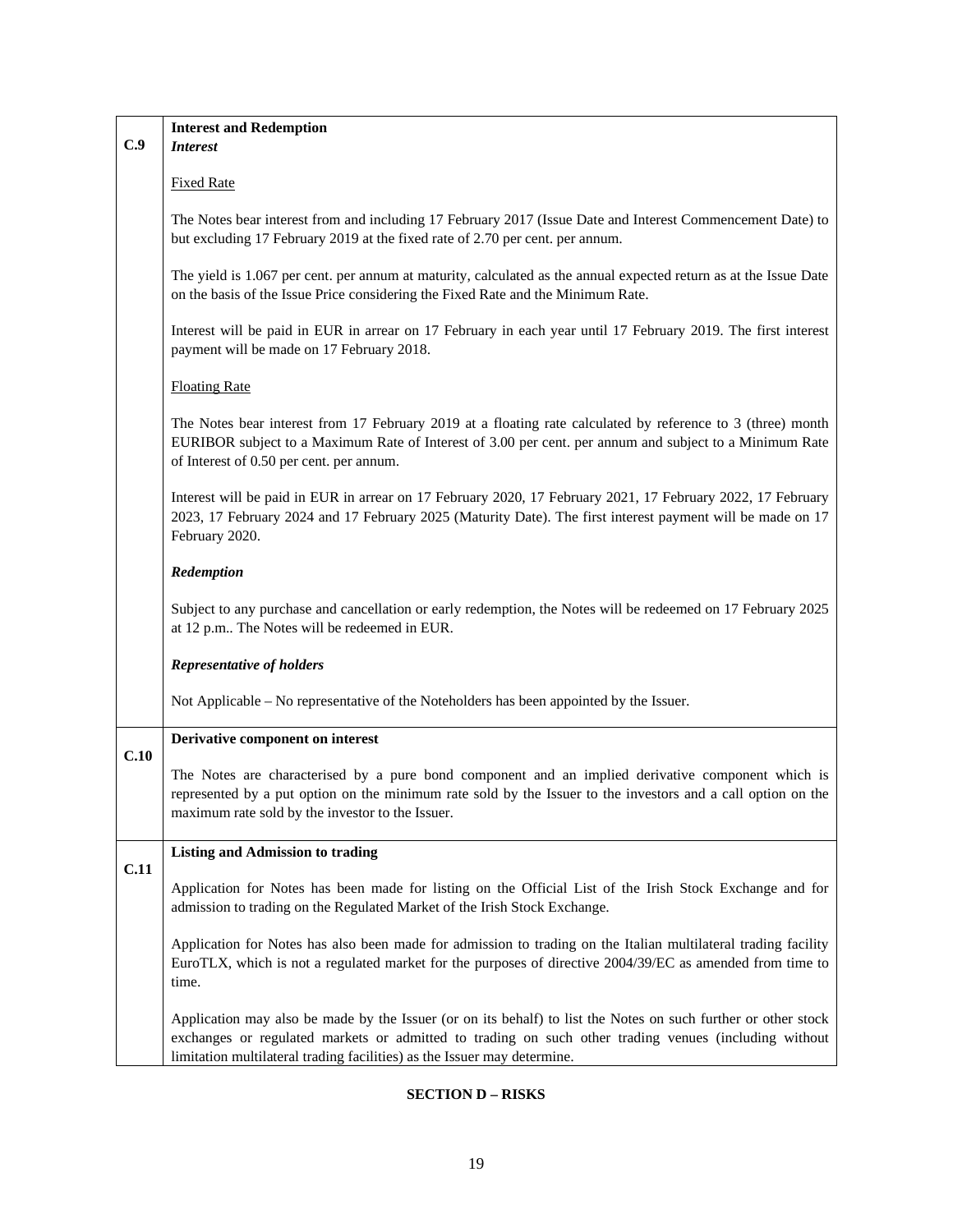| | |
|---|---|
| **C.9** | **Interest and Redemption**<br>***Interest***<br><br>Fixed Rate<br><br>The Notes bear interest from and including 17 February 2017 (Issue Date and Interest Commencement Date) to but excluding 17 February 2019 at the fixed rate of 2.70 per cent. per annum.<br><br>The yield is 1.067 per cent. per annum at maturity, calculated as the annual expected return as at the Issue Date on the basis of the Issue Price considering the Fixed Rate and the Minimum Rate.<br><br>Interest will be paid in EUR in arrear on 17 February in each year until 17 February 2019. The first interest payment will be made on 17 February 2018.<br><br>Floating Rate<br><br>The Notes bear interest from 17 February 2019 at a floating rate calculated by reference to 3 (three) month EURIBOR subject to a Maximum Rate of Interest of 3.00 per cent. per annum and subject to a Minimum Rate of Interest of 0.50 per cent. per annum.<br><br>Interest will be paid in EUR in arrear on 17 February 2020, 17 February 2021, 17 February 2022, 17 February 2023, 17 February 2024 and 17 February 2025 (Maturity Date). The first interest payment will be made on 17 February 2020.<br><br>***Redemption***<br><br>Subject to any purchase and cancellation or early redemption, the Notes will be redeemed on 17 February 2025 at 12 p.m.. The Notes will be redeemed in EUR.<br><br>***Representative of holders***<br><br>Not Applicable – No representative of the Noteholders has been appointed by the Issuer. |
| **C.10** | **Derivative component on interest**<br><br>The Notes are characterised by a pure bond component and an implied derivative component which is represented by a put option on the minimum rate sold by the Issuer to the investors and a call option on the maximum rate sold by the investor to the Issuer. |
| **C.11** | **Listing and Admission to trading**<br><br>Application for Notes has been made for listing on the Official List of the Irish Stock Exchange and for admission to trading on the Regulated Market of the Irish Stock Exchange.<br><br>Application for Notes has also been made for admission to trading on the Italian multilateral trading facility EuroTLX, which is not a regulated market for the purposes of directive 2004/39/EC as amended from time to time.<br><br>Application may also be made by the Issuer (or on its behalf) to list the Notes on such further or other stock exchanges or regulated markets or admitted to trading on such other trading venues (including without limitation multilateral trading facilities) as the Issuer may determine. |

**SECTION D – RISKS**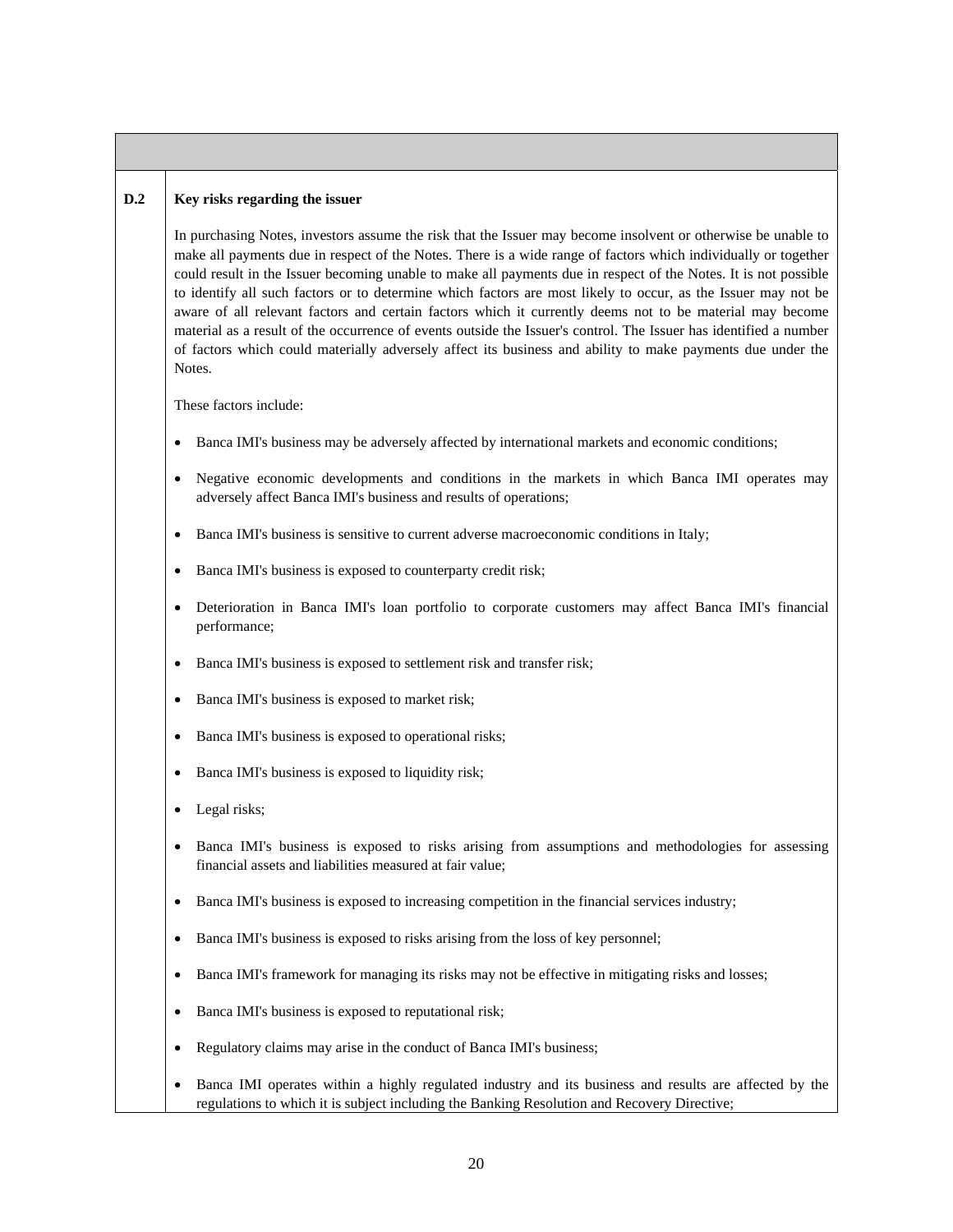| | |
|---|---|
| **D.2** | **Key risks regarding the issuer**<br><br>In purchasing Notes, investors assume the risk that the Issuer may become insolvent or otherwise be unable to make all payments due in respect of the Notes. There is a wide range of factors which individually or together could result in the Issuer becoming unable to make all payments due in respect of the Notes. It is not possible to identify all such factors or to determine which factors are most likely to occur, as the Issuer may not be aware of all relevant factors and certain factors which it currently deems not to be material may become material as a result of the occurrence of events outside the Issuer's control. The Issuer has identified a number of factors which could materially adversely affect its business and ability to make payments due under the Notes.<br><br>These factors include:<br><br>• Banca IMI's business may be adversely affected by international markets and economic conditions;<br><br>• Negative economic developments and conditions in the markets in which Banca IMI operates may adversely affect Banca IMI's business and results of operations;<br><br>• Banca IMI's business is sensitive to current adverse macroeconomic conditions in Italy;<br><br>• Banca IMI's business is exposed to counterparty credit risk;<br><br>• Deterioration in Banca IMI's loan portfolio to corporate customers may affect Banca IMI's financial performance;<br><br>• Banca IMI's business is exposed to settlement risk and transfer risk;<br><br>• Banca IMI's business is exposed to market risk;<br><br>• Banca IMI's business is exposed to operational risks;<br><br>• Banca IMI's business is exposed to liquidity risk;<br><br>• Legal risks;<br><br>• Banca IMI's business is exposed to risks arising from assumptions and methodologies for assessing financial assets and liabilities measured at fair value;<br><br>• Banca IMI's business is exposed to increasing competition in the financial services industry;<br><br>• Banca IMI's business is exposed to risks arising from the loss of key personnel;<br><br>• Banca IMI's framework for managing its risks may not be effective in mitigating risks and losses;<br><br>• Banca IMI's business is exposed to reputational risk;<br><br>• Regulatory claims may arise in the conduct of Banca IMI's business;<br><br>• Banca IMI operates within a highly regulated industry and its business and results are affected by the regulations to which it is subject including the Banking Resolution and Recovery Directive; |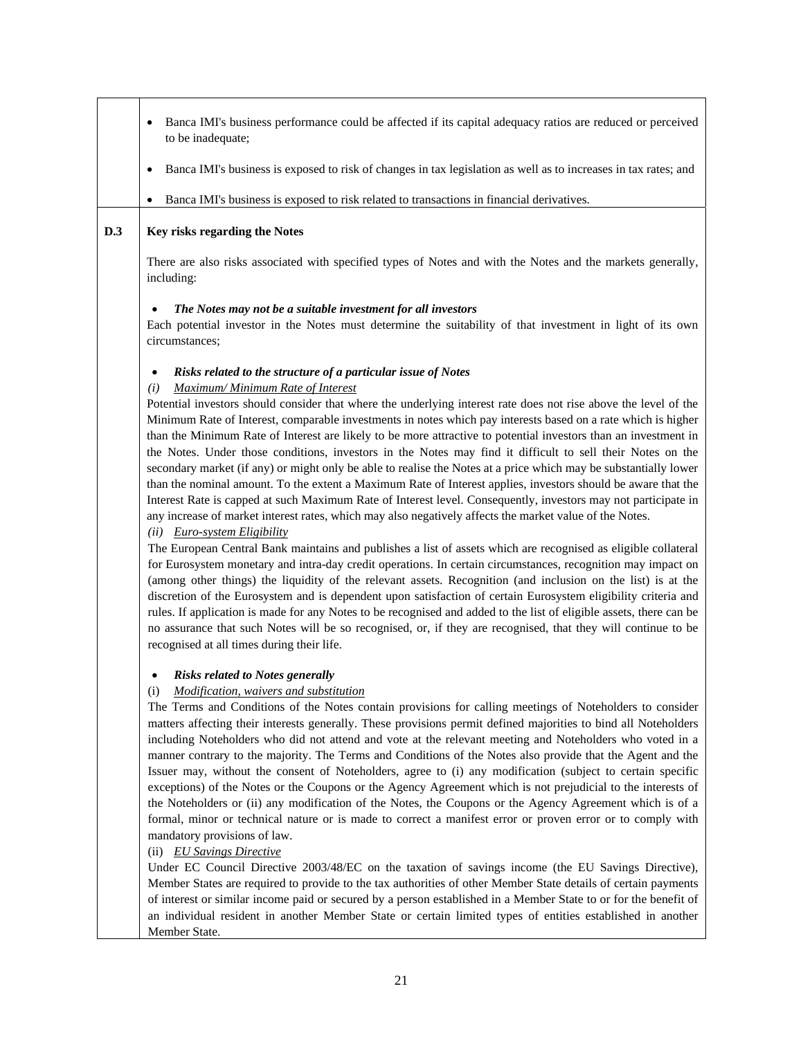| | |
|---|---|
| | • Banca IMI's business performance could be affected if its capital adequacy ratios are reduced or perceived to be inadequate;<br><br>• Banca IMI's business is exposed to risk of changes in tax legislation as well as to increases in tax rates; and<br><br>• Banca IMI's business is exposed to risk related to transactions in financial derivatives. |
| **D.3** | **Key risks regarding the Notes**<br><br>There are also risks associated with specified types of Notes and with the Notes and the markets generally, including:<br><br>• ***The Notes may not be a suitable investment for all investors***<br>Each potential investor in the Notes must determine the suitability of that investment in light of its own circumstances;<br><br>• ***Risks related to the structure of a particular issue of Notes***<br>*(i) Maximum/ Minimum Rate of Interest*<br>Potential investors should consider that where the underlying interest rate does not rise above the level of the Minimum Rate of Interest, comparable investments in notes which pay interests based on a rate which is higher than the Minimum Rate of Interest are likely to be more attractive to potential investors than an investment in the Notes. Under those conditions, investors in the Notes may find it difficult to sell their Notes on the secondary market (if any) or might only be able to realise the Notes at a price which may be substantially lower than the nominal amount. To the extent a Maximum Rate of Interest applies, investors should be aware that the Interest Rate is capped at such Maximum Rate of Interest level. Consequently, investors may not participate in any increase of market interest rates, which may also negatively affects the market value of the Notes.<br>*(ii) Euro-system Eligibility*<br>The European Central Bank maintains and publishes a list of assets which are recognised as eligible collateral for Eurosystem monetary and intra-day credit operations. In certain circumstances, recognition may impact on (among other things) the liquidity of the relevant assets. Recognition (and inclusion on the list) is at the discretion of the Eurosystem and is dependent upon satisfaction of certain Eurosystem eligibility criteria and rules. If application is made for any Notes to be recognised and added to the list of eligible assets, there can be no assurance that such Notes will be so recognised, or, if they are recognised, that they will continue to be recognised at all times during their life.<br><br>• ***Risks related to Notes generally***<br>(i) *Modification, waivers and substitution*<br>The Terms and Conditions of the Notes contain provisions for calling meetings of Noteholders to consider matters affecting their interests generally. These provisions permit defined majorities to bind all Noteholders including Noteholders who did not attend and vote at the relevant meeting and Noteholders who voted in a manner contrary to the majority. The Terms and Conditions of the Notes also provide that the Agent and the Issuer may, without the consent of Noteholders, agree to (i) any modification (subject to certain specific exceptions) of the Notes or the Coupons or the Agency Agreement which is not prejudicial to the interests of the Noteholders or (ii) any modification of the Notes, the Coupons or the Agency Agreement which is of a formal, minor or technical nature or is made to correct a manifest error or proven error or to comply with mandatory provisions of law.<br>(ii) *EU Savings Directive*<br>Under EC Council Directive 2003/48/EC on the taxation of savings income (the EU Savings Directive), Member States are required to provide to the tax authorities of other Member State details of certain payments of interest or similar income paid or secured by a person established in a Member State to or for the benefit of an individual resident in another Member State or certain limited types of entities established in another Member State. |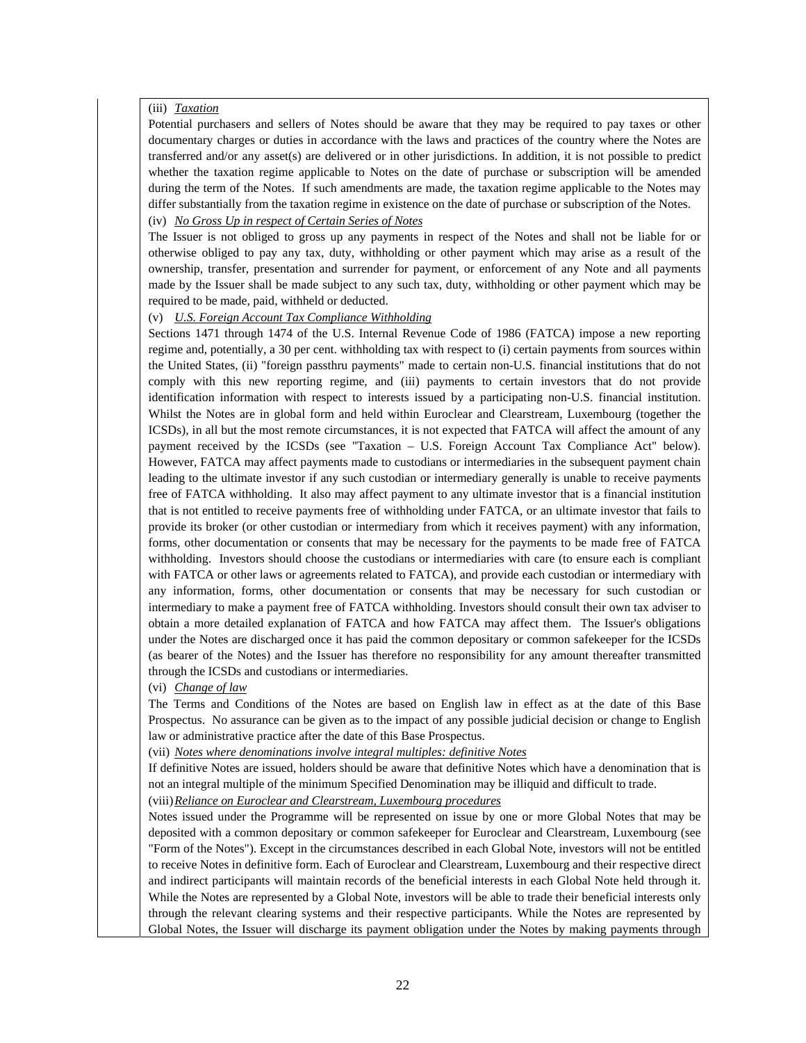(iii) *Taxation*

Potential purchasers and sellers of Notes should be aware that they may be required to pay taxes or other documentary charges or duties in accordance with the laws and practices of the country where the Notes are transferred and/or any asset(s) are delivered or in other jurisdictions. In addition, it is not possible to predict whether the taxation regime applicable to Notes on the date of purchase or subscription will be amended during the term of the Notes. If such amendments are made, the taxation regime applicable to the Notes may differ substantially from the taxation regime in existence on the date of purchase or subscription of the Notes.

(iv) *No Gross Up in respect of Certain Series of Notes*

The Issuer is not obliged to gross up any payments in respect of the Notes and shall not be liable for or otherwise obliged to pay any tax, duty, withholding or other payment which may arise as a result of the ownership, transfer, presentation and surrender for payment, or enforcement of any Note and all payments made by the Issuer shall be made subject to any such tax, duty, withholding or other payment which may be required to be made, paid, withheld or deducted.

(v) *U.S. Foreign Account Tax Compliance Withholding*

Sections 1471 through 1474 of the U.S. Internal Revenue Code of 1986 (FATCA) impose a new reporting regime and, potentially, a 30 per cent. withholding tax with respect to (i) certain payments from sources within the United States, (ii) "foreign passthru payments" made to certain non-U.S. financial institutions that do not comply with this new reporting regime, and (iii) payments to certain investors that do not provide identification information with respect to interests issued by a participating non-U.S. financial institution. Whilst the Notes are in global form and held within Euroclear and Clearstream, Luxembourg (together the ICSDs), in all but the most remote circumstances, it is not expected that FATCA will affect the amount of any payment received by the ICSDs (see "Taxation – U.S. Foreign Account Tax Compliance Act" below). However, FATCA may affect payments made to custodians or intermediaries in the subsequent payment chain leading to the ultimate investor if any such custodian or intermediary generally is unable to receive payments free of FATCA withholding. It also may affect payment to any ultimate investor that is a financial institution that is not entitled to receive payments free of withholding under FATCA, or an ultimate investor that fails to provide its broker (or other custodian or intermediary from which it receives payment) with any information, forms, other documentation or consents that may be necessary for the payments to be made free of FATCA withholding. Investors should choose the custodians or intermediaries with care (to ensure each is compliant with FATCA or other laws or agreements related to FATCA), and provide each custodian or intermediary with any information, forms, other documentation or consents that may be necessary for such custodian or intermediary to make a payment free of FATCA withholding. Investors should consult their own tax adviser to obtain a more detailed explanation of FATCA and how FATCA may affect them. The Issuer's obligations under the Notes are discharged once it has paid the common depositary or common safekeeper for the ICSDs (as bearer of the Notes) and the Issuer has therefore no responsibility for any amount thereafter transmitted through the ICSDs and custodians or intermediaries.

(vi) *Change of law*

The Terms and Conditions of the Notes are based on English law in effect as at the date of this Base Prospectus. No assurance can be given as to the impact of any possible judicial decision or change to English law or administrative practice after the date of this Base Prospectus.

(vii) *Notes where denominations involve integral multiples: definitive Notes*

If definitive Notes are issued, holders should be aware that definitive Notes which have a denomination that is not an integral multiple of the minimum Specified Denomination may be illiquid and difficult to trade.

(viii) *Reliance on Euroclear and Clearstream, Luxembourg procedures*

Notes issued under the Programme will be represented on issue by one or more Global Notes that may be deposited with a common depositary or common safekeeper for Euroclear and Clearstream, Luxembourg (see "Form of the Notes"). Except in the circumstances described in each Global Note, investors will not be entitled to receive Notes in definitive form. Each of Euroclear and Clearstream, Luxembourg and their respective direct and indirect participants will maintain records of the beneficial interests in each Global Note held through it. While the Notes are represented by a Global Note, investors will be able to trade their beneficial interests only through the relevant clearing systems and their respective participants. While the Notes are represented by Global Notes, the Issuer will discharge its payment obligation under the Notes by making payments through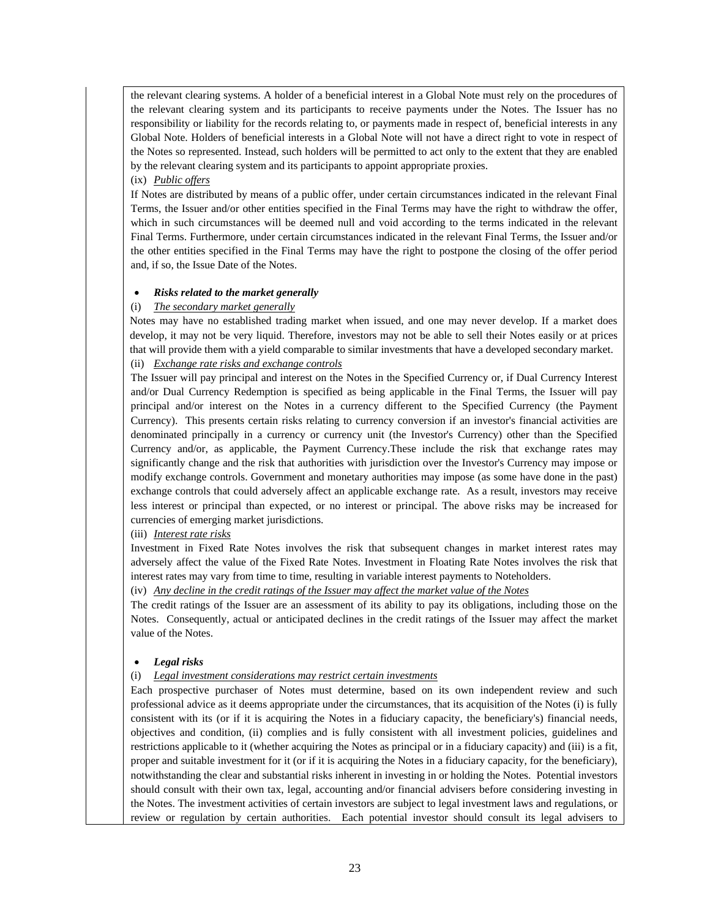the relevant clearing systems. A holder of a beneficial interest in a Global Note must rely on the procedures of the relevant clearing system and its participants to receive payments under the Notes. The Issuer has no responsibility or liability for the records relating to, or payments made in respect of, beneficial interests in any Global Note. Holders of beneficial interests in a Global Note will not have a direct right to vote in respect of the Notes so represented. Instead, such holders will be permitted to act only to the extent that they are enabled by the relevant clearing system and its participants to appoint appropriate proxies.

(ix) *Public offers*

If Notes are distributed by means of a public offer, under certain circumstances indicated in the relevant Final Terms, the Issuer and/or other entities specified in the Final Terms may have the right to withdraw the offer, which in such circumstances will be deemed null and void according to the terms indicated in the relevant Final Terms. Furthermore, under certain circumstances indicated in the relevant Final Terms, the Issuer and/or the other entities specified in the Final Terms may have the right to postpone the closing of the offer period and, if so, the Issue Date of the Notes.

- ***Risks related to the market generally***

(i) *The secondary market generally*

Notes may have no established trading market when issued, and one may never develop. If a market does develop, it may not be very liquid. Therefore, investors may not be able to sell their Notes easily or at prices that will provide them with a yield comparable to similar investments that have a developed secondary market.

(ii) *Exchange rate risks and exchange controls*

The Issuer will pay principal and interest on the Notes in the Specified Currency or, if Dual Currency Interest and/or Dual Currency Redemption is specified as being applicable in the Final Terms, the Issuer will pay principal and/or interest on the Notes in a currency different to the Specified Currency (the Payment Currency). This presents certain risks relating to currency conversion if an investor's financial activities are denominated principally in a currency or currency unit (the Investor's Currency) other than the Specified Currency and/or, as applicable, the Payment Currency.These include the risk that exchange rates may significantly change and the risk that authorities with jurisdiction over the Investor's Currency may impose or modify exchange controls. Government and monetary authorities may impose (as some have done in the past) exchange controls that could adversely affect an applicable exchange rate. As a result, investors may receive less interest or principal than expected, or no interest or principal. The above risks may be increased for currencies of emerging market jurisdictions.

(iii) *Interest rate risks*

Investment in Fixed Rate Notes involves the risk that subsequent changes in market interest rates may adversely affect the value of the Fixed Rate Notes. Investment in Floating Rate Notes involves the risk that interest rates may vary from time to time, resulting in variable interest payments to Noteholders.

(iv) *Any decline in the credit ratings of the Issuer may affect the market value of the Notes*

The credit ratings of the Issuer are an assessment of its ability to pay its obligations, including those on the Notes. Consequently, actual or anticipated declines in the credit ratings of the Issuer may affect the market value of the Notes.

- ***Legal risks***

(i) *Legal investment considerations may restrict certain investments*

Each prospective purchaser of Notes must determine, based on its own independent review and such professional advice as it deems appropriate under the circumstances, that its acquisition of the Notes (i) is fully consistent with its (or if it is acquiring the Notes in a fiduciary capacity, the beneficiary's) financial needs, objectives and condition, (ii) complies and is fully consistent with all investment policies, guidelines and restrictions applicable to it (whether acquiring the Notes as principal or in a fiduciary capacity) and (iii) is a fit, proper and suitable investment for it (or if it is acquiring the Notes in a fiduciary capacity, for the beneficiary), notwithstanding the clear and substantial risks inherent in investing in or holding the Notes. Potential investors should consult with their own tax, legal, accounting and/or financial advisers before considering investing in the Notes. The investment activities of certain investors are subject to legal investment laws and regulations, or review or regulation by certain authorities. Each potential investor should consult its legal advisers to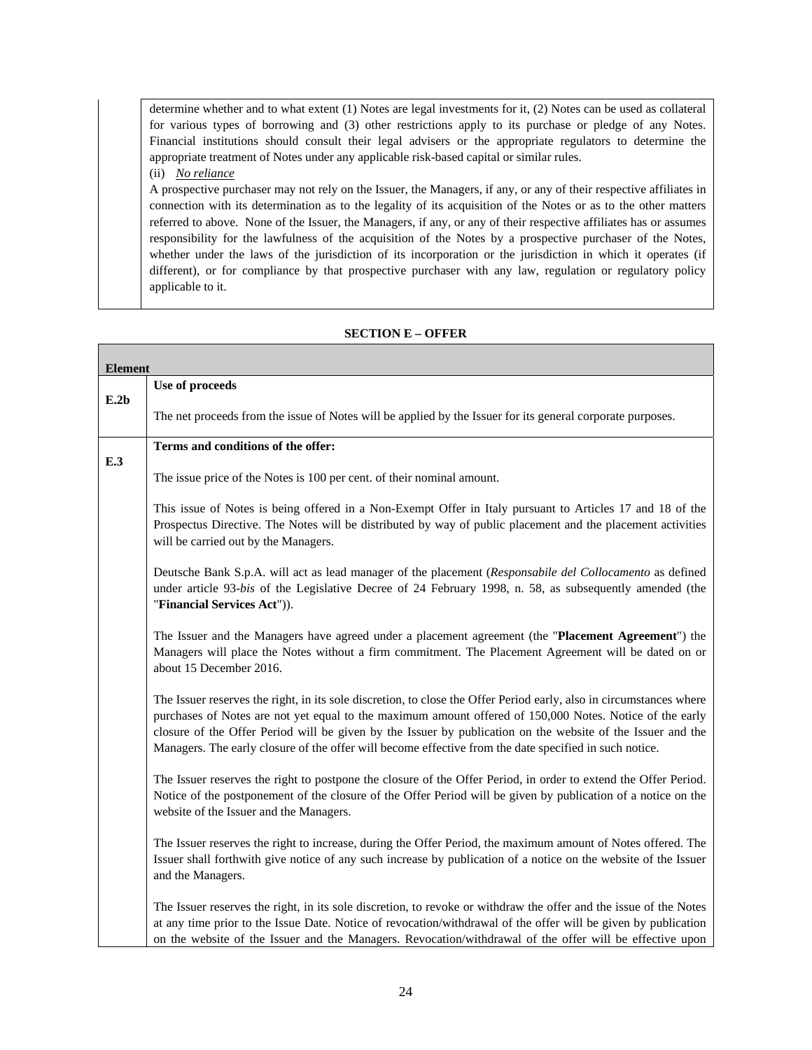| | |
|---|---|
| | determine whether and to what extent (1) Notes are legal investments for it, (2) Notes can be used as collateral for various types of borrowing and (3) other restrictions apply to its purchase or pledge of any Notes. Financial institutions should consult their legal advisers or the appropriate regulators to determine the appropriate treatment of Notes under any applicable risk-based capital or similar rules.<br>(ii) *No reliance*<br>A prospective purchaser may not rely on the Issuer, the Managers, if any, or any of their respective affiliates in connection with its determination as to the legality of its acquisition of the Notes or as to the other matters referred to above. None of the Issuer, the Managers, if any, or any of their respective affiliates has or assumes responsibility for the lawfulness of the acquisition of the Notes by a prospective purchaser of the Notes, whether under the laws of the jurisdiction of its incorporation or the jurisdiction in which it operates (if different), or for compliance by that prospective purchaser with any law, regulation or regulatory policy applicable to it. |

**SECTION E – OFFER**

| Element | |
|---|---|
| E.2b | **Use of proceeds**<br><br>The net proceeds from the issue of Notes will be applied by the Issuer for its general corporate purposes. |
| E.3 | **Terms and conditions of the offer:**<br><br>The issue price of the Notes is 100 per cent. of their nominal amount.<br><br>This issue of Notes is being offered in a Non-Exempt Offer in Italy pursuant to Articles 17 and 18 of the Prospectus Directive. The Notes will be distributed by way of public placement and the placement activities will be carried out by the Managers.<br><br>Deutsche Bank S.p.A. will act as lead manager of the placement (*Responsabile del Collocamento* as defined under article 93-*bis* of the Legislative Decree of 24 February 1998, n. 58, as subsequently amended (the "**Financial Services Act**")).<br><br>The Issuer and the Managers have agreed under a placement agreement (the "**Placement Agreement**") the Managers will place the Notes without a firm commitment. The Placement Agreement will be dated on or about 15 December 2016.<br><br>The Issuer reserves the right, in its sole discretion, to close the Offer Period early, also in circumstances where purchases of Notes are not yet equal to the maximum amount offered of 150,000 Notes. Notice of the early closure of the Offer Period will be given by the Issuer by publication on the website of the Issuer and the Managers. The early closure of the offer will become effective from the date specified in such notice.<br><br>The Issuer reserves the right to postpone the closure of the Offer Period, in order to extend the Offer Period. Notice of the postponement of the closure of the Offer Period will be given by publication of a notice on the website of the Issuer and the Managers.<br><br>The Issuer reserves the right to increase, during the Offer Period, the maximum amount of Notes offered. The Issuer shall forthwith give notice of any such increase by publication of a notice on the website of the Issuer and the Managers.<br><br>The Issuer reserves the right, in its sole discretion, to revoke or withdraw the offer and the issue of the Notes at any time prior to the Issue Date. Notice of revocation/withdrawal of the offer will be given by publication on the website of the Issuer and the Managers. Revocation/withdrawal of the offer will be effective upon |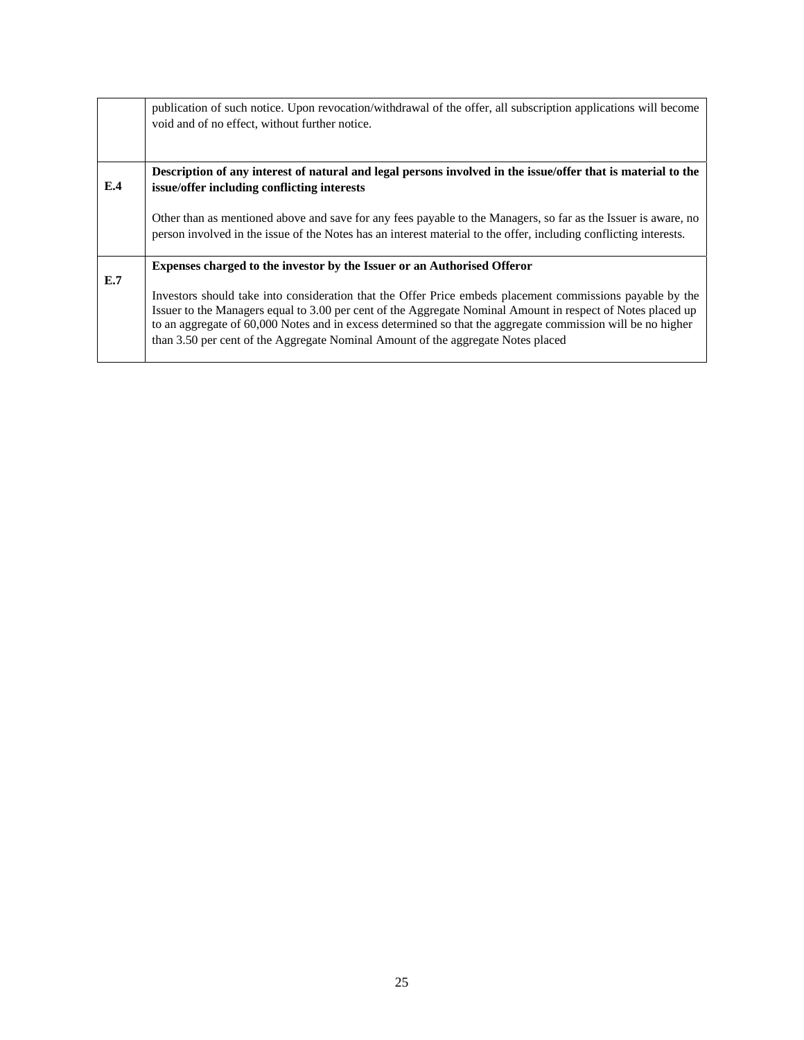| | |
|---|---|
| | publication of such notice. Upon revocation/withdrawal of the offer, all subscription applications will become void and of no effect, without further notice. |
| **E.4** | **Description of any interest of natural and legal persons involved in the issue/offer that is material to the issue/offer including conflicting interests**<br><br>Other than as mentioned above and save for any fees payable to the Managers, so far as the Issuer is aware, no person involved in the issue of the Notes has an interest material to the offer, including conflicting interests. |
| **E.7** | **Expenses charged to the investor by the Issuer or an Authorised Offeror**<br><br>Investors should take into consideration that the Offer Price embeds placement commissions payable by the Issuer to the Managers equal to 3.00 per cent of the Aggregate Nominal Amount in respect of Notes placed up to an aggregate of 60,000 Notes and in excess determined so that the aggregate commission will be no higher than 3.50 per cent of the Aggregate Nominal Amount of the aggregate Notes placed |